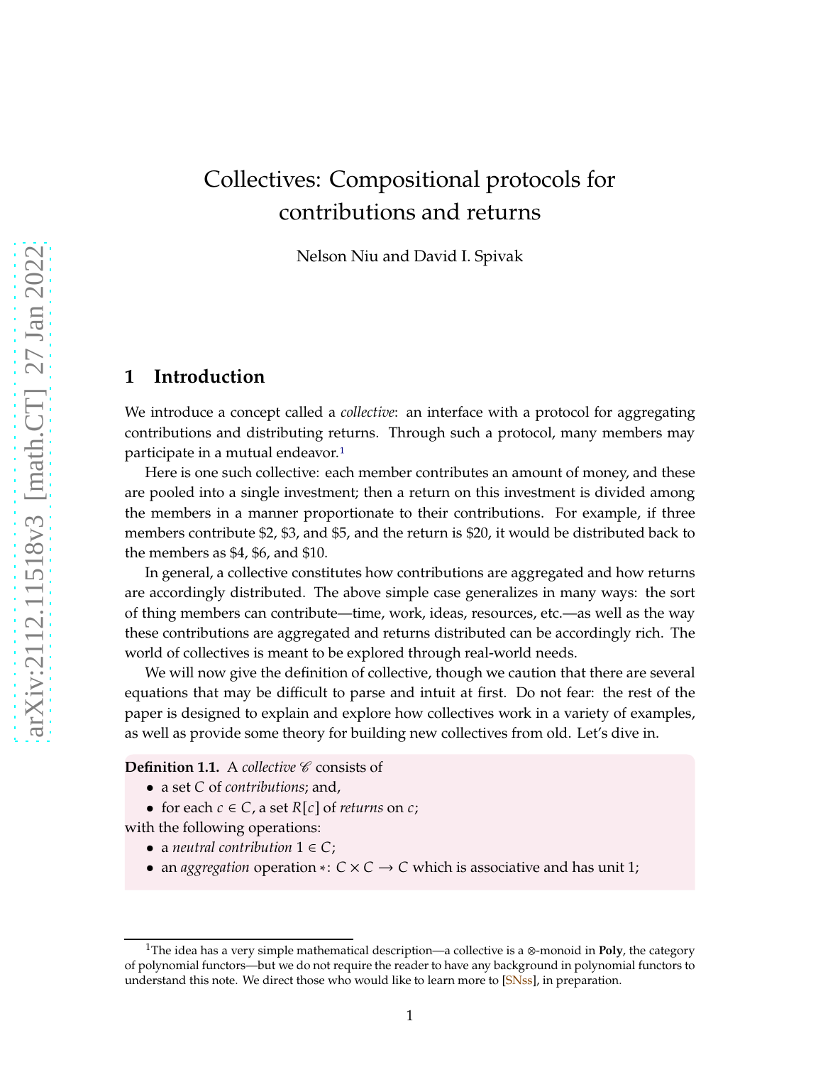# Collectives: Compositional protocols for contributions and returns

Nelson Niu and David I. Spivak

## 1 Introduction

We introduce a concept called a *collective*: an interface with a protocol for aggregating contributions and distributing returns. Through such a protocol, many members may participate in a mutual endeavor.[1]

Here is one such collective: each member contributes an amount of money, and these are pooled into a single investment; then a return on this investment is divided among the members in a manner proportionate to their contributions. For example, if three members contribute \$2, \$3, and \$5, and the return is \$20, it would be distributed back to the members as \$4, \$6, and \$10.

In general, a collective constitutes how contributions are aggregated and how returns are accordingly distributed. The above simple case generalizes in many ways: the sort of thing members can contribute—time, work, ideas, resources, etc.—as well as the way these contributions are aggregated and returns distributed can be accordingly rich. The world of collectives is meant to be explored through real-world needs.

We will now give the definition of collective, though we caution that there are several equations that may be difficult to parse and intuit at first. Do not fear: the rest of the paper is designed to explain and explore how collectives work in a variety of examples, as well as provide some theory for building new collectives from old. Let's dive in.

**Definition 1.1.** A *collective* $\mathscr{C}$ consists of

- a set $C$ of *contributions*; and,
- for each $c \in C$, a set $R[c]$ of *returns* on $c$;

with the following operations:

- a *neutral contribution* $1 \in C$;
- an *aggregation* operation $*\colon C \times C \to C$ which is associative and has unit 1;

[1] The idea has a very simple mathematical description—a collective is a $\otimes$-monoid in **Poly**, the category of polynomial functors—but we do not require the reader to have any background in polynomial functors to understand this note. We direct those who would like to learn more to [SNss], in preparation.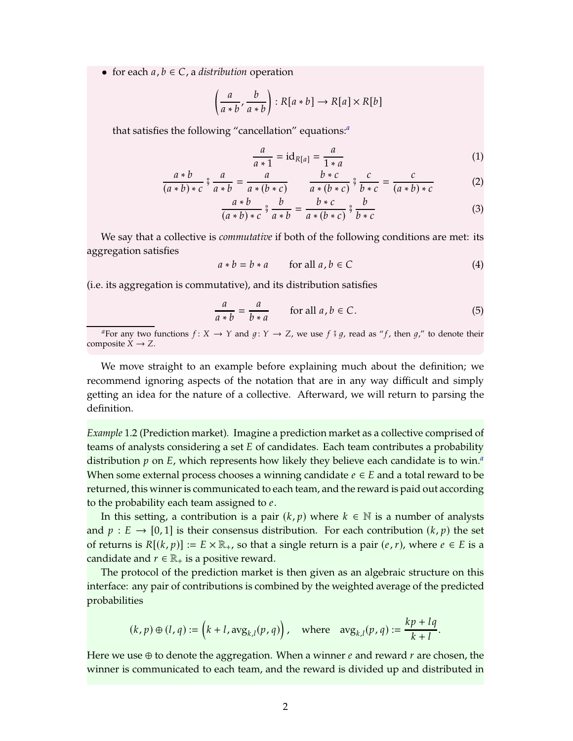- for each $a, b \in C$, a *distribution* operation

$$\left(\frac{a}{a*b}, \frac{b}{a*b}\right) : R[a*b] \to R[a] \times R[b]$$

that satisfies the following "cancellation" equations:[a]

$$\frac{a}{a*1} = \mathrm{id}_{R[a]} = \frac{a}{1*a} \tag{1}$$

$$\frac{a*b}{(a*b)*c} \fatsemi \frac{a}{a*b} = \frac{a}{a*(b*c)} \qquad \frac{b*c}{a*(b*c)} \fatsemi \frac{c}{b*c} = \frac{c}{(a*b)*c} \tag{2}$$

$$\frac{a*b}{(a*b)*c} \fatsemi \frac{b}{a*b} = \frac{b*c}{a*(b*c)} \fatsemi \frac{b}{b*c} \tag{3}$$

We say that a collective is *commutative* if both of the following conditions are met: its aggregation satisfies

$$a*b = b*a \qquad \text{for all } a, b \in C \tag{4}$$

(i.e. its aggregation is commutative), and its distribution satisfies

$$\frac{a}{a*b} = \frac{a}{b*a} \qquad \text{for all } a, b \in C. \tag{5}$$

[a] For any two functions $f\colon X \to Y$ and $g\colon Y \to Z$, we use $f \fatsemi g$, read as "$f$, then $g$," to denote their composite $X \to Z$.

We move straight to an example before explaining much about the definition; we recommend ignoring aspects of the notation that are in any way difficult and simply getting an idea for the nature of a collective. Afterward, we will return to parsing the definition.

*Example* 1.2 (Prediction market)*.* Imagine a prediction market as a collective comprised of teams of analysts considering a set $E$ of candidates. Each team contributes a probability distribution $p$ on $E$, which represents how likely they believe each candidate is to win.[a] When some external process chooses a winning candidate $e \in E$ and a total reward to be returned, this winner is communicated to each team, and the reward is paid out according to the probability each team assigned to $e$.

In this setting, a contribution is a pair $(k, p)$ where $k \in \mathbb{N}$ is a number of analysts and $p : E \to [0, 1]$ is their consensus distribution. For each contribution $(k, p)$ the set of returns is $R[(k, p)] := E \times \mathbb{R}_+$, so that a single return is a pair $(e, r)$, where $e \in E$ is a candidate and $r \in \mathbb{R}_+$ is a positive reward.

The protocol of the prediction market is then given as an algebraic structure on this interface: any pair of contributions is combined by the weighted average of the predicted probabilities

$$(k, p) \oplus (l, q) := \left(k + l, \mathrm{avg}_{k,l}(p, q)\right), \quad \text{where} \quad \mathrm{avg}_{k,l}(p, q) := \frac{kp + lq}{k + l}.$$

Here we use $\oplus$ to denote the aggregation. When a winner $e$ and reward $r$ are chosen, the winner is communicated to each team, and the reward is divided up and distributed in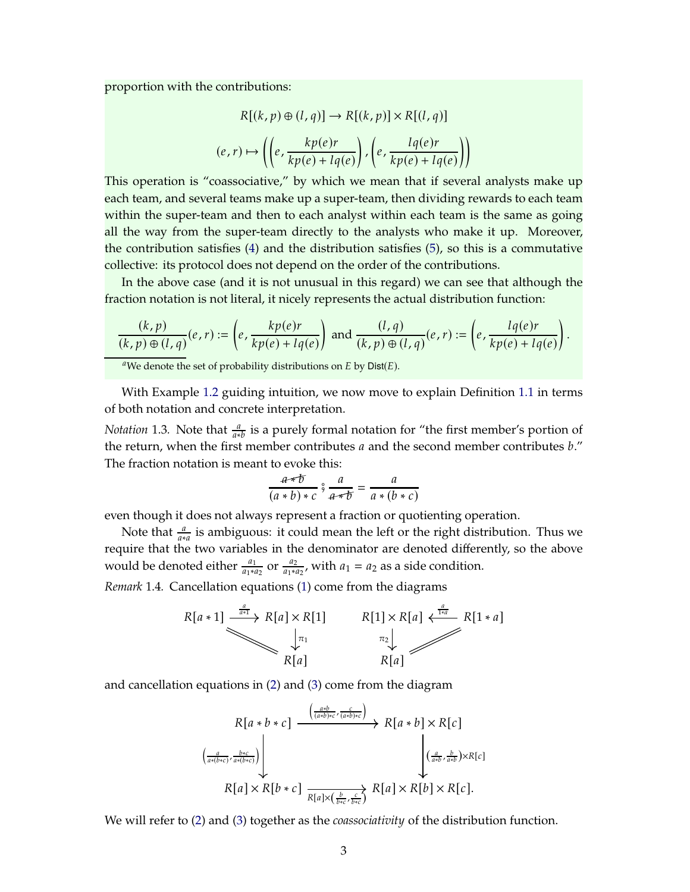proportion with the contributions:

$$R[(k,p)\oplus(l,q)] \to R[(k,p)] \times R[(l,q)]$$

$$(e,r) \mapsto \left( \left(e, \frac{kp(e)r}{kp(e)+lq(e)}\right), \left(e, \frac{lq(e)r}{kp(e)+lq(e)}\right) \right)$$

This operation is "coassociative," by which we mean that if several analysts make up each team, and several teams make up a super-team, then dividing rewards to each team within the super-team and then to each analyst within each team is the same as going all the way from the super-team directly to the analysts who make it up. Moreover, the contribution satisfies (4) and the distribution satisfies (5), so this is a commutative collective: its protocol does not depend on the order of the contributions.

In the above case (and it is not unusual in this regard) we can see that although the fraction notation is not literal, it nicely represents the actual distribution function:

$$\frac{(k,p)}{(k,p)\oplus(l,q)}(e,r) := \left(e, \frac{kp(e)r}{kp(e)+lq(e)}\right) \text{ and } \frac{(l,q)}{(k,p)\oplus(l,q)}(e,r) := \left(e, \frac{lq(e)r}{kp(e)+lq(e)}\right).$$

[a] We denote the set of probability distributions on $E$ by $\mathsf{Dist}(E)$.

With Example 1.2 guiding intuition, we now move to explain Definition 1.1 in terms of both notation and concrete interpretation.

*Notation* 1.3. Note that $\frac{a}{a*b}$ is a purely formal notation for "the first member's portion of the return, when the first member contributes $a$ and the second member contributes $b$." The fraction notation is meant to evoke this:

$$\frac{\cancel{a*b}}{(a*b)*c} \mathbin{⨾} \frac{a}{\cancel{a*b}} = \frac{a}{a*(b*c)}$$

even though it does not always represent a fraction or quotienting operation.

Note that $\frac{a}{a*a}$ is ambiguous: it could mean the left or the right distribution. Thus we require that the two variables in the denominator are denoted differently, so the above would be denoted either $\frac{a_1}{a_1*a_2}$ or $\frac{a_2}{a_1*a_2}$, with $a_1 = a_2$ as a side condition.

*Remark* 1.4. Cancellation equations (1) come from the diagrams

$$R[a*1] \xrightarrow{\frac{a}{a*1}} R[a]\times R[1] \xrightarrow{\pi_1} R[a], \qquad R[1*a] \xrightarrow{\frac{a}{1*a}} R[1]\times R[a] \xrightarrow{\pi_2} R[a]$$

(each composite equal to the identity $R[a*1] = R[a]$, resp. $R[1*a] = R[a]$), and cancellation equations in (2) and (3) come from the diagram

$$\begin{array}{ccc}
R[a*b*c] & \xrightarrow{\left(\frac{a*b}{(a*b)*c},\, \frac{c}{(a*b)*c}\right)} & R[a*b]\times R[c] \\
\Big\downarrow {\scriptstyle\left(\frac{a}{a*(b*c)},\, \frac{b*c}{a*(b*c)}\right)} & & \Big\downarrow {\scriptstyle\left(\frac{a}{a*b},\, \frac{b}{a*b}\right)\times R[c]} \\
R[a]\times R[b*c] & \xrightarrow[R[a]\times\left(\frac{b}{b*c},\, \frac{c}{b*c}\right)]{} & R[a]\times R[b]\times R[c].
\end{array}$$

We will refer to (2) and (3) together as the *coassociativity* of the distribution function.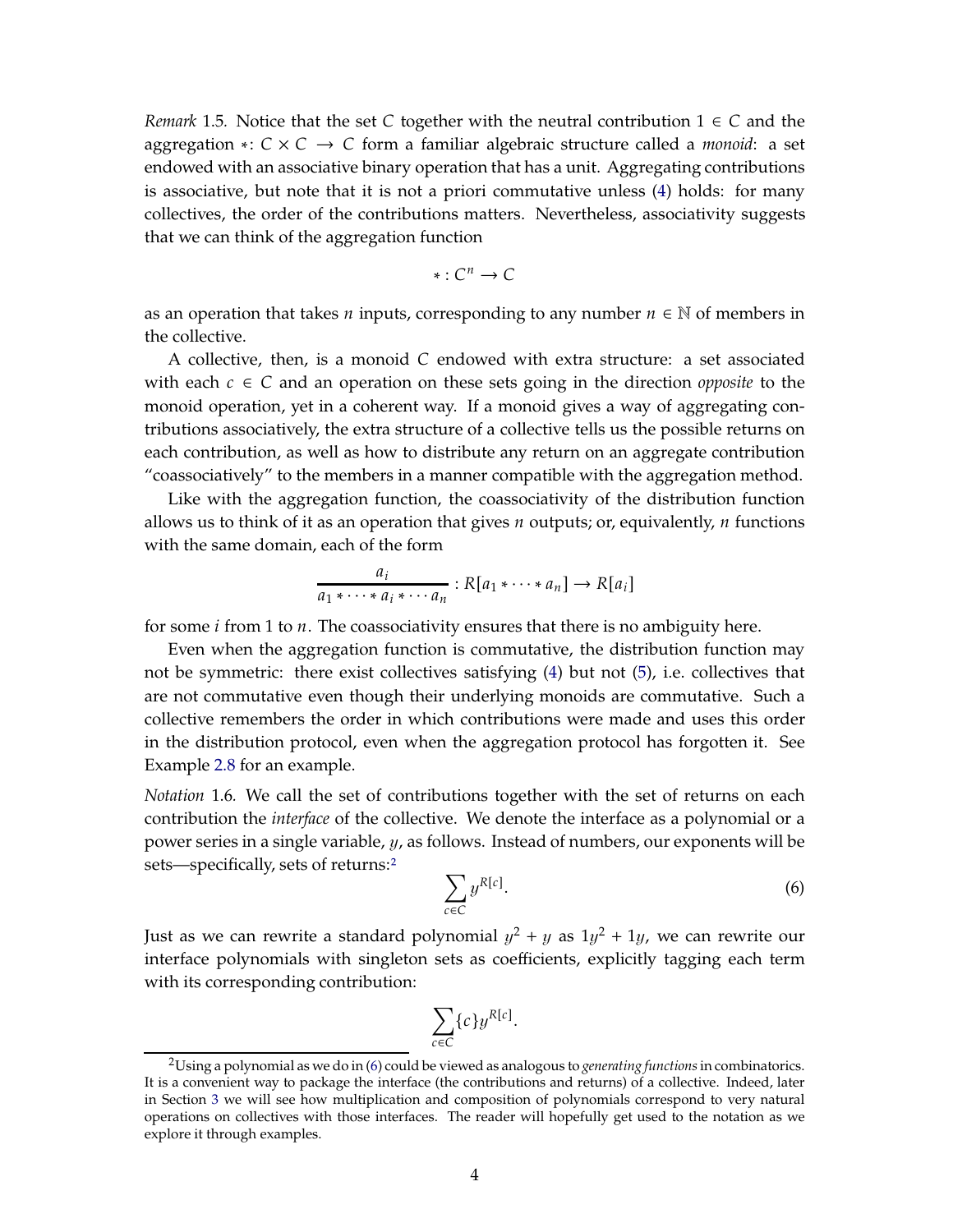*Remark* 1.5. Notice that the set $C$ together with the neutral contribution $1 \in C$ and the aggregation $*\colon C \times C \to C$ form a familiar algebraic structure called a *monoid*: a set endowed with an associative binary operation that has a unit. Aggregating contributions is associative, but note that it is not a priori commutative unless (4) holds: for many collectives, the order of the contributions matters. Nevertheless, associativity suggests that we can think of the aggregation function

$$* : C^n \to C$$

as an operation that takes $n$ inputs, corresponding to any number $n \in \mathbb{N}$ of members in the collective.

A collective, then, is a monoid $C$ endowed with extra structure: a set associated with each $c \in C$ and an operation on these sets going in the direction *opposite* to the monoid operation, yet in a coherent way. If a monoid gives a way of aggregating contributions associatively, the extra structure of a collective tells us the possible returns on each contribution, as well as how to distribute any return on an aggregate contribution "coassociatively" to the members in a manner compatible with the aggregation method.

Like with the aggregation function, the coassociativity of the distribution function allows us to think of it as an operation that gives $n$ outputs; or, equivalently, $n$ functions with the same domain, each of the form

$$\frac{a_i}{a_1 * \cdots * a_i * \cdots a_n} : R[a_1 * \cdots * a_n] \to R[a_i]$$

for some $i$ from 1 to $n$. The coassociativity ensures that there is no ambiguity here.

Even when the aggregation function is commutative, the distribution function may not be symmetric: there exist collectives satisfying (4) but not (5), i.e. collectives that are not commutative even though their underlying monoids are commutative. Such a collective remembers the order in which contributions were made and uses this order in the distribution protocol, even when the aggregation protocol has forgotten it. See Example 2.8 for an example.

*Notation* 1.6. We call the set of contributions together with the set of returns on each contribution the *interface* of the collective. We denote the interface as a polynomial or a power series in a single variable, $y$, as follows. Instead of numbers, our exponents will be sets—specifically, sets of returns:[2]

$$\sum_{c \in C} y^{R[c]}. \tag{6}$$

Just as we can rewrite a standard polynomial $y^2 + y$ as $1y^2 + 1y$, we can rewrite our interface polynomials with singleton sets as coefficients, explicitly tagging each term with its corresponding contribution:

$$\sum_{c \in C} \{c\} y^{R[c]}.$$

[2] Using a polynomial as we do in (6) could be viewed as analogous to *generating functions* in combinatorics. It is a convenient way to package the interface (the contributions and returns) of a collective. Indeed, later in Section 3 we will see how multiplication and composition of polynomials correspond to very natural operations on collectives with those interfaces. The reader will hopefully get used to the notation as we explore it through examples.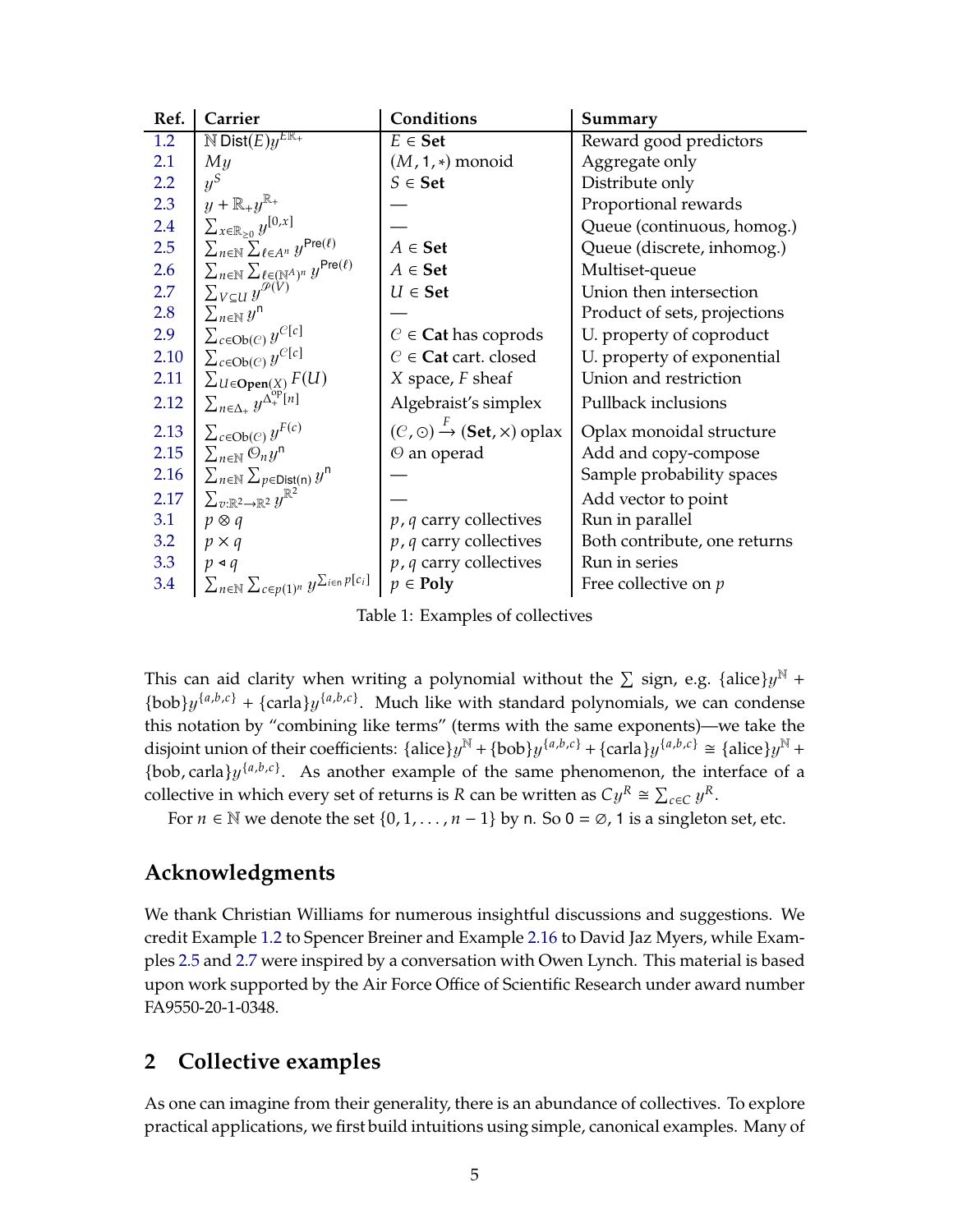| Ref. | Carrier | Conditions | Summary |
|---|---|---|---|
| 1.2 | $\mathbb{N}\,\mathsf{Dist}(E)y^{E\mathbb{R}_+}$ | $E \in \mathbf{Set}$ | Reward good predictors |
| 2.1 | $My$ | $(M, 1, *)$ monoid | Aggregate only |
| 2.2 | $y^S$ | $S \in \mathbf{Set}$ | Distribute only |
| 2.3 | $y + \mathbb{R}_+ y^{\mathbb{R}_+}$ | — | Proportional rewards |
| 2.4 | $\sum_{x \in \mathbb{R}_{\geq 0}} y^{[0,x]}$ | — | Queue (continuous, homog.) |
| 2.5 | $\sum_{n\in\mathbb{N}} \sum_{\ell \in A^n} y^{\mathsf{Pre}(\ell)}$ | $A \in \mathbf{Set}$ | Queue (discrete, inhomog.) |
| 2.6 | $\sum_{n\in\mathbb{N}} \sum_{\ell \in (\mathbb{N}^A)^n} y^{\mathsf{Pre}(\ell)}$ | $A \in \mathbf{Set}$ | Multiset-queue |
| 2.7 | $\sum_{V \subseteq U} y^{\mathcal{P}(V)}$ | $U \in \mathbf{Set}$ | Union then intersection |
| 2.8 | $\sum_{n\in\mathbb{N}} y^{\mathsf{n}}$ | — | Product of sets, projections |
| 2.9 | $\sum_{c\in\mathrm{Ob}(\mathcal{C})} y^{\mathcal{C}[c]}$ | $\mathcal{C} \in \mathbf{Cat}$ has coprods | U. property of coproduct |
| 2.10 | $\sum_{c\in\mathrm{Ob}(\mathcal{C})} y^{\mathcal{C}[c]}$ | $\mathcal{C} \in \mathbf{Cat}$ cart. closed | U. property of exponential |
| 2.11 | $\sum_{U\in\mathbf{Open}(X)} F(U)$ | $X$ space, $F$ sheaf | Union and restriction |
| 2.12 | $\sum_{n\in\Delta_+} y^{\Delta_+^{\mathrm{op}}[n]}$ | Algebraist's simplex | Pullback inclusions |
| 2.13 | $\sum_{c\in\mathrm{Ob}(\mathcal{C})} y^{F(c)}$ | $(\mathcal{C}, \odot) \xrightarrow{F} (\mathbf{Set}, \times)$ oplax | Oplax monoidal structure |
| 2.15 | $\sum_{n\in\mathbb{N}} \mathcal{O}_n y^{\mathsf{n}}$ | $\mathcal{O}$ an operad | Add and copy-compose |
| 2.16 | $\sum_{n\in\mathbb{N}} \sum_{p\in\mathsf{Dist}(\mathsf{n})} y^{\mathsf{n}}$ | — | Sample probability spaces |
| 2.17 | $\sum_{v:\mathbb{R}^2\to\mathbb{R}^2} y^{\mathbb{R}^2}$ | — | Add vector to point |
| 3.1 | $p \otimes q$ | $p, q$ carry collectives | Run in parallel |
| 3.2 | $p \times q$ | $p, q$ carry collectives | Both contribute, one returns |
| 3.3 | $p \triangleleft q$ | $p, q$ carry collectives | Run in series |
| 3.4 | $\sum_{n\in\mathbb{N}} \sum_{c\in p(1)^n} y^{\sum_{i\in n} p[c_i]}$ | $p \in \mathbf{Poly}$ | Free collective on $p$ |

Table 1: Examples of collectives

This can aid clarity when writing a polynomial without the $\sum$ sign, e.g. $\{\text{alice}\}y^{\mathbb{N}} + \{\text{bob}\}y^{\{a,b,c\}} + \{\text{carla}\}y^{\{a,b,c\}}$. Much like with standard polynomials, we can condense this notation by "combining like terms" (terms with the same exponents)—we take the disjoint union of their coefficients: $\{\text{alice}\}y^{\mathbb{N}} + \{\text{bob}\}y^{\{a,b,c\}} + \{\text{carla}\}y^{\{a,b,c\}} \cong \{\text{alice}\}y^{\mathbb{N}} + \{\text{bob}, \text{carla}\}y^{\{a,b,c\}}$. As another example of the same phenomenon, the interface of a collective in which every set of returns is $R$ can be written as $Cy^R \cong \sum_{c\in C} y^R$.

For $n \in \mathbb{N}$ we denote the set $\{0, 1, \ldots, n-1\}$ by $\mathsf{n}$. So $\mathsf{0} = \varnothing$, $\mathsf{1}$ is a singleton set, etc.

## Acknowledgments

We thank Christian Williams for numerous insightful discussions and suggestions. We credit Example 1.2 to Spencer Breiner and Example 2.16 to David Jaz Myers, while Examples 2.5 and 2.7 were inspired by a conversation with Owen Lynch. This material is based upon work supported by the Air Force Office of Scientific Research under award number FA9550-20-1-0348.

## 2 Collective examples

As one can imagine from their generality, there is an abundance of collectives. To explore practical applications, we first build intuitions using simple, canonical examples. Many of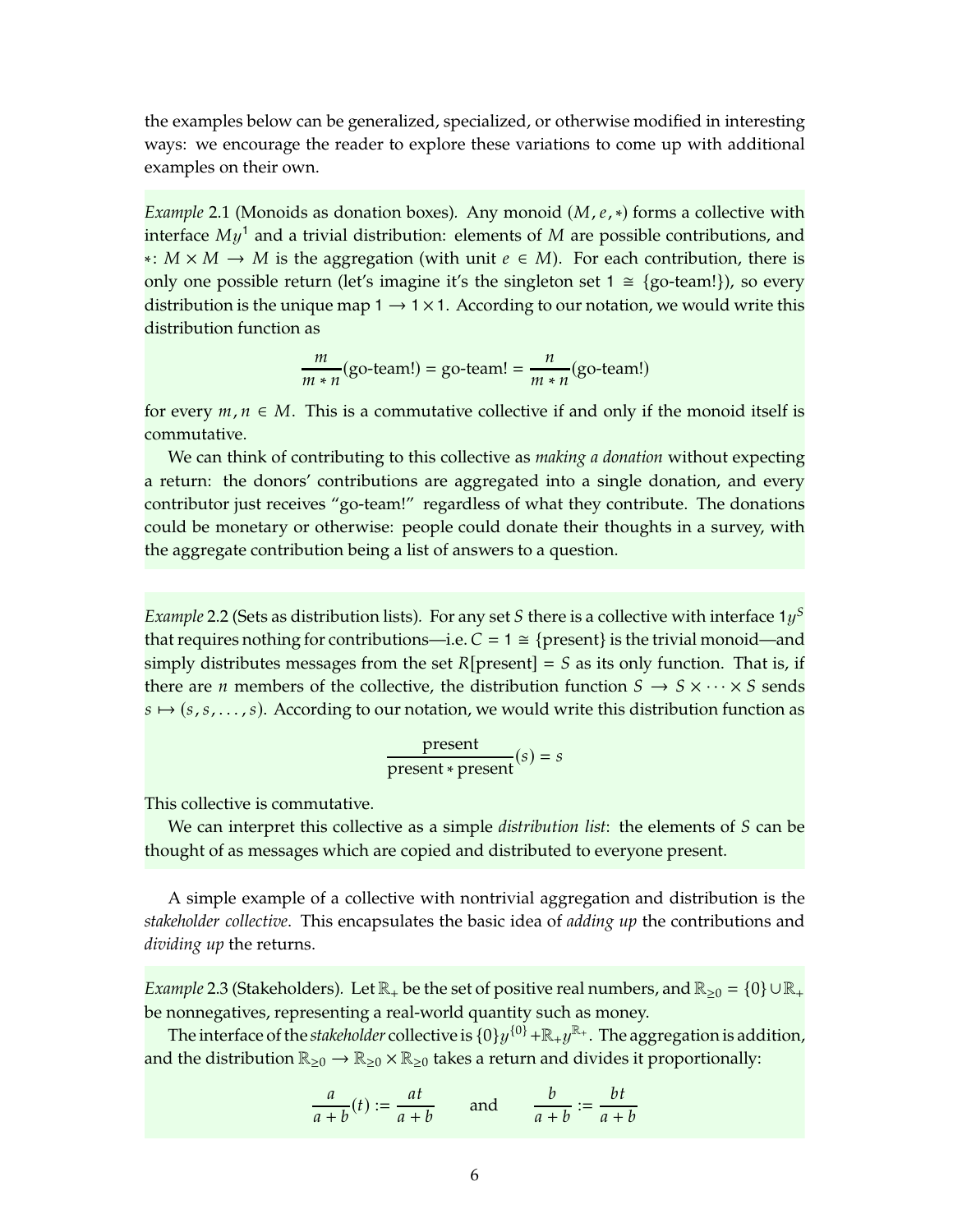the examples below can be generalized, specialized, or otherwise modified in interesting ways: we encourage the reader to explore these variations to come up with additional examples on their own.

*Example* 2.1 (Monoids as donation boxes). Any monoid $(M, e, *)$ forms a collective with interface $My^1$ and a trivial distribution: elements of $M$ are possible contributions, and $*\colon M \times M \to M$ is the aggregation (with unit $e \in M$). For each contribution, there is only one possible return (let's imagine it's the singleton set $1 \cong \{\text{go-team!}\}$), so every distribution is the unique map $1 \to 1 \times 1$. According to our notation, we would write this distribution function as

$$\frac{m}{m * n}(\text{go-team!}) = \text{go-team!} = \frac{n}{m * n}(\text{go-team!})$$

for every $m, n \in M$. This is a commutative collective if and only if the monoid itself is commutative.

We can think of contributing to this collective as *making a donation* without expecting a return: the donors' contributions are aggregated into a single donation, and every contributor just receives "go-team!" regardless of what they contribute. The donations could be monetary or otherwise: people could donate their thoughts in a survey, with the aggregate contribution being a list of answers to a question.

*Example* 2.2 (Sets as distribution lists). For any set $S$ there is a collective with interface $1y^S$ that requires nothing for contributions—i.e. $C = 1 \cong \{\text{present}\}$ is the trivial monoid—and simply distributes messages from the set $R[\text{present}] = S$ as its only function. That is, if there are $n$ members of the collective, the distribution function $S \to S \times \cdots \times S$ sends $s \mapsto (s, s, \ldots, s)$. According to our notation, we would write this distribution function as

$$\frac{\text{present}}{\text{present} * \text{present}}(s) = s$$

This collective is commutative.

We can interpret this collective as a simple *distribution list*: the elements of $S$ can be thought of as messages which are copied and distributed to everyone present.

A simple example of a collective with nontrivial aggregation and distribution is the *stakeholder collective*. This encapsulates the basic idea of *adding up* the contributions and *dividing up* the returns.

*Example* 2.3 (Stakeholders). Let $\mathbb{R}_+$ be the set of positive real numbers, and $\mathbb{R}_{\geq 0} = \{0\} \cup \mathbb{R}_+$ be nonnegatives, representing a real-world quantity such as money.

The interface of the *stakeholder* collective is $\{0\}y^{\{0\}} + \mathbb{R}_+ y^{\mathbb{R}_+}$. The aggregation is addition, and the distribution $\mathbb{R}_{\geq 0} \to \mathbb{R}_{\geq 0} \times \mathbb{R}_{\geq 0}$ takes a return and divides it proportionally:

$$\frac{a}{a+b}(t) := \frac{at}{a+b} \qquad \text{and} \qquad \frac{b}{a+b} := \frac{bt}{a+b}$$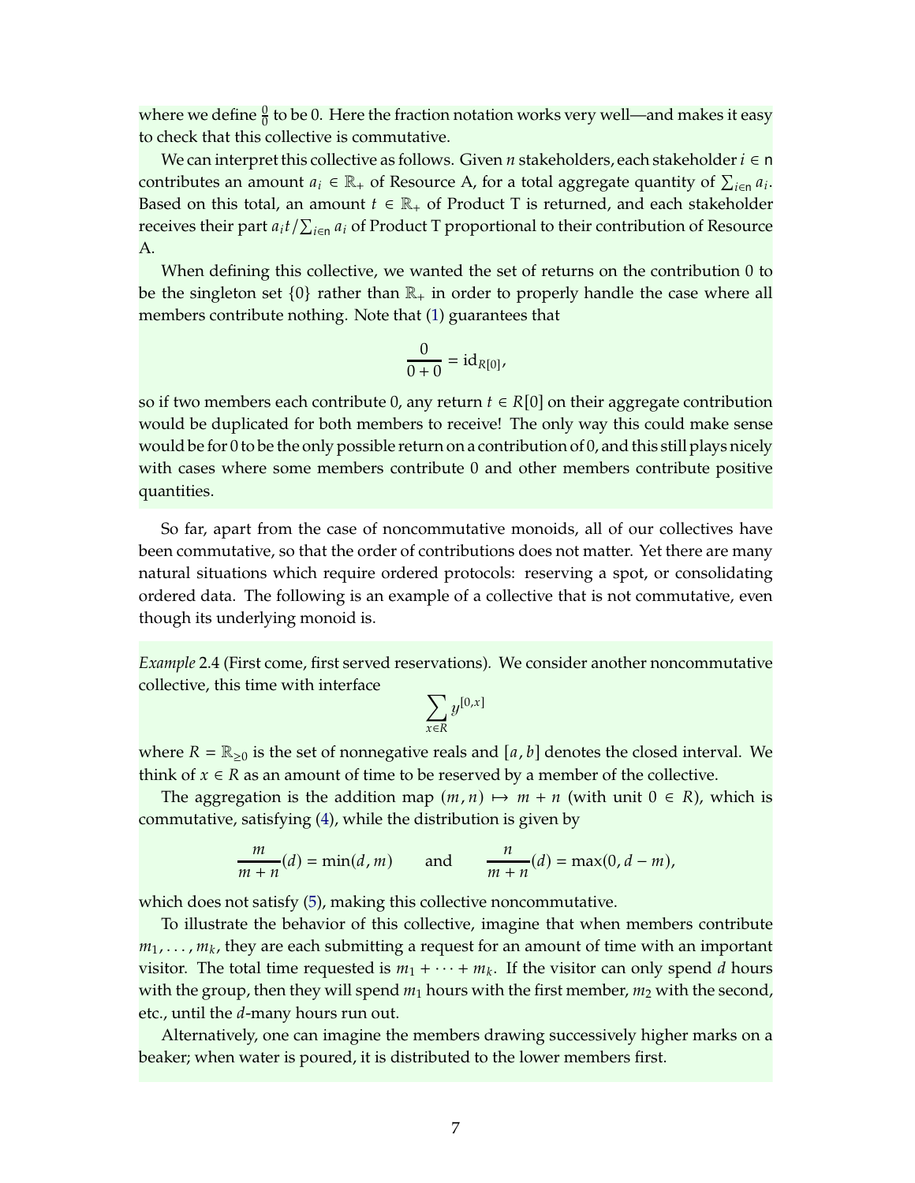where we define $\frac{0}{0}$ to be 0. Here the fraction notation works very well—and makes it easy to check that this collective is commutative.

We can interpret this collective as follows. Given $n$ stakeholders, each stakeholder $i \in \mathsf{n}$ contributes an amount $a_i \in \mathbb{R}_+$ of Resource A, for a total aggregate quantity of $\sum_{i \in \mathsf{n}} a_i$. Based on this total, an amount $t \in \mathbb{R}_+$ of Product T is returned, and each stakeholder receives their part $a_i t / \sum_{i \in \mathsf{n}} a_i$ of Product T proportional to their contribution of Resource A.

When defining this collective, we wanted the set of returns on the contribution 0 to be the singleton set $\{0\}$ rather than $\mathbb{R}_+$ in order to properly handle the case where all members contribute nothing. Note that (1) guarantees that

$$\frac{0}{0+0} = \mathrm{id}_{R[0]},$$

so if two members each contribute 0, any return $t \in R[0]$ on their aggregate contribution would be duplicated for both members to receive! The only way this could make sense would be for 0 to be the only possible return on a contribution of 0, and this still plays nicely with cases where some members contribute 0 and other members contribute positive quantities.

So far, apart from the case of noncommutative monoids, all of our collectives have been commutative, so that the order of contributions does not matter. Yet there are many natural situations which require ordered protocols: reserving a spot, or consolidating ordered data. The following is an example of a collective that is not commutative, even though its underlying monoid is.

*Example* 2.4 (First come, first served reservations). We consider another noncommutative collective, this time with interface

$$\sum_{x \in R} y^{[0,x]}$$

where $R = \mathbb{R}_{\geq 0}$ is the set of nonnegative reals and $[a, b]$ denotes the closed interval. We think of $x \in R$ as an amount of time to be reserved by a member of the collective.

The aggregation is the addition map $(m, n) \mapsto m + n$ (with unit $0 \in R$), which is commutative, satisfying (4), while the distribution is given by

$$\frac{m}{m+n}(d) = \min(d, m) \qquad \text{and} \qquad \frac{n}{m+n}(d) = \max(0, d - m),$$

which does not satisfy (5), making this collective noncommutative.

To illustrate the behavior of this collective, imagine that when members contribute $m_1, \ldots, m_k$, they are each submitting a request for an amount of time with an important visitor. The total time requested is $m_1 + \cdots + m_k$. If the visitor can only spend $d$ hours with the group, then they will spend $m_1$ hours with the first member, $m_2$ with the second, etc., until the $d$-many hours run out.

Alternatively, one can imagine the members drawing successively higher marks on a beaker; when water is poured, it is distributed to the lower members first.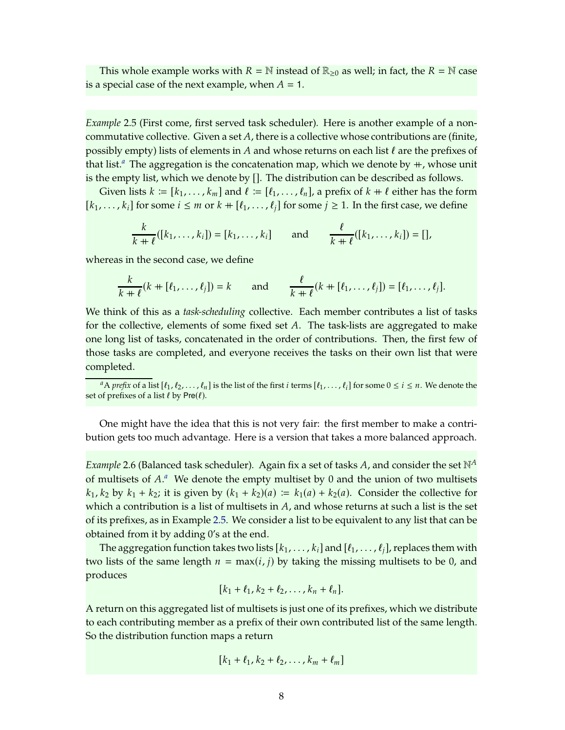This whole example works with $R = \mathbb{N}$ instead of $\mathbb{R}_{\geq 0}$ as well; in fact, the $R = \mathbb{N}$ case is a special case of the next example, when $A = 1$.

*Example* 2.5 (First come, first served task scheduler). Here is another example of a non-commutative collective. Given a set $A$, there is a collective whose contributions are (finite, possibly empty) lists of elements in $A$ and whose returns on each list $\ell$ are the prefixes of that list.[a] The aggregation is the concatenation map, which we denote by $+\!\!+$, whose unit is the empty list, which we denote by $[]$. The distribution can be described as follows.

Given lists $k := [k_1, \ldots, k_m]$ and $\ell := [\ell_1, \ldots, \ell_n]$, a prefix of $k +\!\!+ \ell$ either has the form $[k_1, \ldots, k_i]$ for some $i \leq m$ or $k +\!\!+ [\ell_1, \ldots, \ell_j]$ for some $j \geq 1$. In the first case, we define

$$\frac{k}{k +\!\!+ \ell}([k_1, \ldots, k_i]) = [k_1, \ldots, k_i] \qquad \text{and} \qquad \frac{\ell}{k +\!\!+ \ell}([k_1, \ldots, k_i]) = [],$$

whereas in the second case, we define

$$\frac{k}{k +\!\!+ \ell}(k +\!\!+ [\ell_1, \ldots, \ell_j]) = k \qquad \text{and} \qquad \frac{\ell}{k +\!\!+ \ell}(k +\!\!+ [\ell_1, \ldots, \ell_j]) = [\ell_1, \ldots, \ell_j].$$

We think of this as a *task-scheduling* collective. Each member contributes a list of tasks for the collective, elements of some fixed set $A$. The task-lists are aggregated to make one long list of tasks, concatenated in the order of contributions. Then, the first few of those tasks are completed, and everyone receives the tasks on their own list that were completed.

[a] A *prefix* of a list $[\ell_1, \ell_2, \ldots, \ell_n]$ is the list of the first $i$ terms $[\ell_1, \ldots, \ell_i]$ for some $0 \leq i \leq n$. We denote the set of prefixes of a list $\ell$ by $\mathsf{Pre}(\ell)$.

One might have the idea that this is not very fair: the first member to make a contribution gets too much advantage. Here is a version that takes a more balanced approach.

*Example* 2.6 (Balanced task scheduler). Again fix a set of tasks $A$, and consider the set $\mathbb{N}^A$ of multisets of $A$.[a] We denote the empty multiset by $0$ and the union of two multisets $k_1, k_2$ by $k_1 + k_2$; it is given by $(k_1 + k_2)(a) := k_1(a) + k_2(a)$. Consider the collective for which a contribution is a list of multisets in $A$, and whose returns at such a list is the set of its prefixes, as in Example 2.5. We consider a list to be equivalent to any list that can be obtained from it by adding 0's at the end.

The aggregation function takes two lists $[k_1, \ldots, k_i]$ and $[\ell_1, \ldots, \ell_j]$, replaces them with two lists of the same length $n = \max(i, j)$ by taking the missing multisets to be 0, and produces

$$[k_1 + \ell_1, k_2 + \ell_2, \ldots, k_n + \ell_n].$$

A return on this aggregated list of multisets is just one of its prefixes, which we distribute to each contributing member as a prefix of their own contributed list of the same length. So the distribution function maps a return

$$[k_1 + \ell_1, k_2 + \ell_2, \ldots, k_m + \ell_m]$$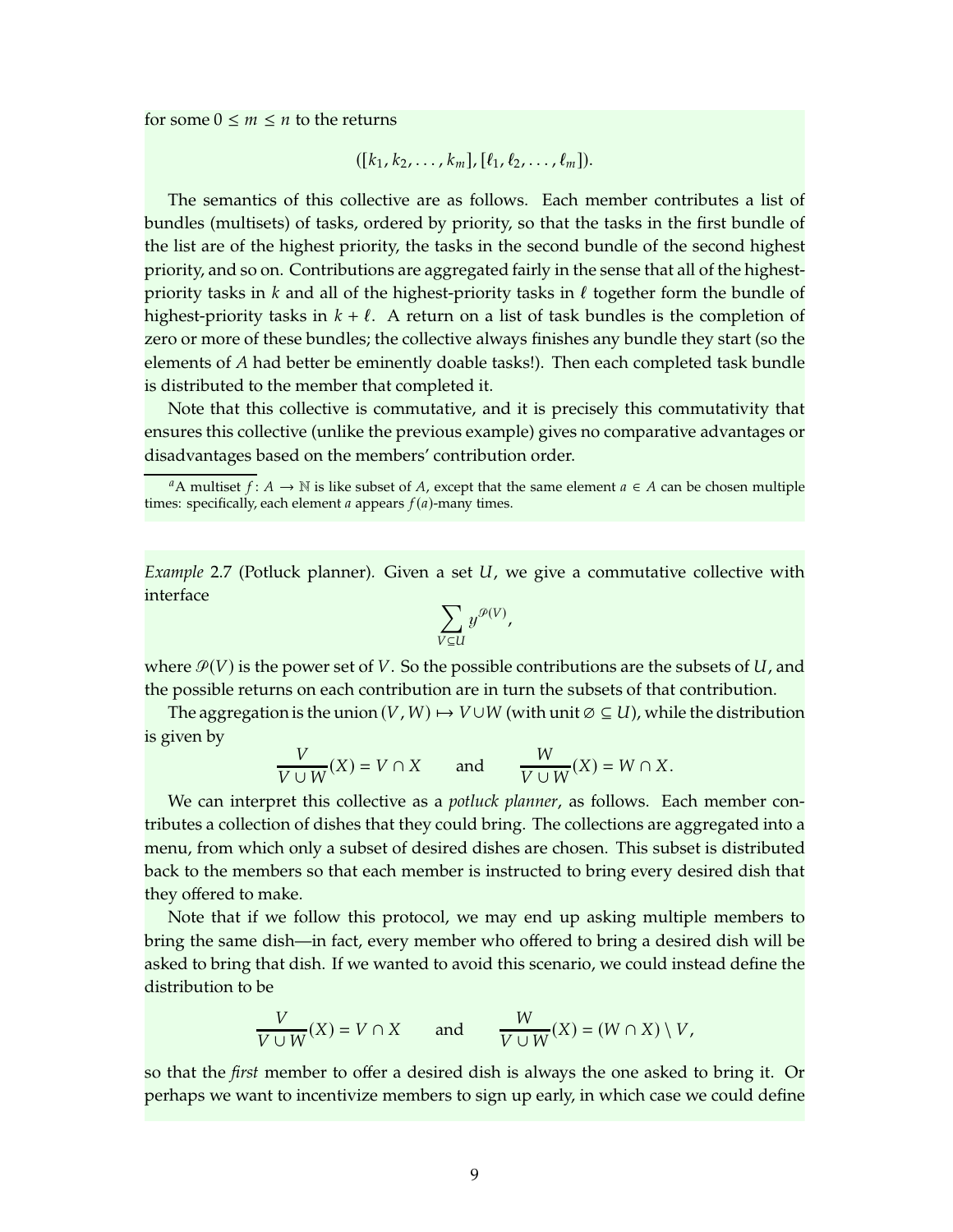for some $0 \leq m \leq n$ to the returns

$$([k_1, k_2, \ldots, k_m], [\ell_1, \ell_2, \ldots, \ell_m]).$$

The semantics of this collective are as follows. Each member contributes a list of bundles (multisets) of tasks, ordered by priority, so that the tasks in the first bundle of the list are of the highest priority, the tasks in the second bundle of the second highest priority, and so on. Contributions are aggregated fairly in the sense that all of the highest-priority tasks in $k$ and all of the highest-priority tasks in $\ell$ together form the bundle of highest-priority tasks in $k + \ell$. A return on a list of task bundles is the completion of zero or more of these bundles; the collective always finishes any bundle they start (so the elements of $A$ had better be eminently doable tasks!). Then each completed task bundle is distributed to the member that completed it.

Note that this collective is commutative, and it is precisely this commutativity that ensures this collective (unlike the previous example) gives no comparative advantages or disadvantages based on the members' contribution order.

[a] A multiset $f \colon A \to \mathbb{N}$ is like subset of $A$, except that the same element $a \in A$ can be chosen multiple times: specifically, each element $a$ appears $f(a)$-many times.

*Example* 2.7 (Potluck planner). Given a set $U$, we give a commutative collective with interface

$$\sum_{V \subseteq U} y^{\mathcal{P}(V)},$$

where $\mathcal{P}(V)$ is the power set of $V$. So the possible contributions are the subsets of $U$, and the possible returns on each contribution are in turn the subsets of that contribution.

The aggregation is the union $(V, W) \mapsto V \cup W$ (with unit $\varnothing \subseteq U$), while the distribution is given by

$$\frac{V}{V \cup W}(X) = V \cap X \qquad \text{and} \qquad \frac{W}{V \cup W}(X) = W \cap X.$$

We can interpret this collective as a *potluck planner*, as follows. Each member contributes a collection of dishes that they could bring. The collections are aggregated into a menu, from which only a subset of desired dishes are chosen. This subset is distributed back to the members so that each member is instructed to bring every desired dish that they offered to make.

Note that if we follow this protocol, we may end up asking multiple members to bring the same dish—in fact, every member who offered to bring a desired dish will be asked to bring that dish. If we wanted to avoid this scenario, we could instead define the distribution to be

$$\frac{V}{V \cup W}(X) = V \cap X \qquad \text{and} \qquad \frac{W}{V \cup W}(X) = (W \cap X) \setminus V,$$

so that the *first* member to offer a desired dish is always the one asked to bring it. Or perhaps we want to incentivize members to sign up early, in which case we could define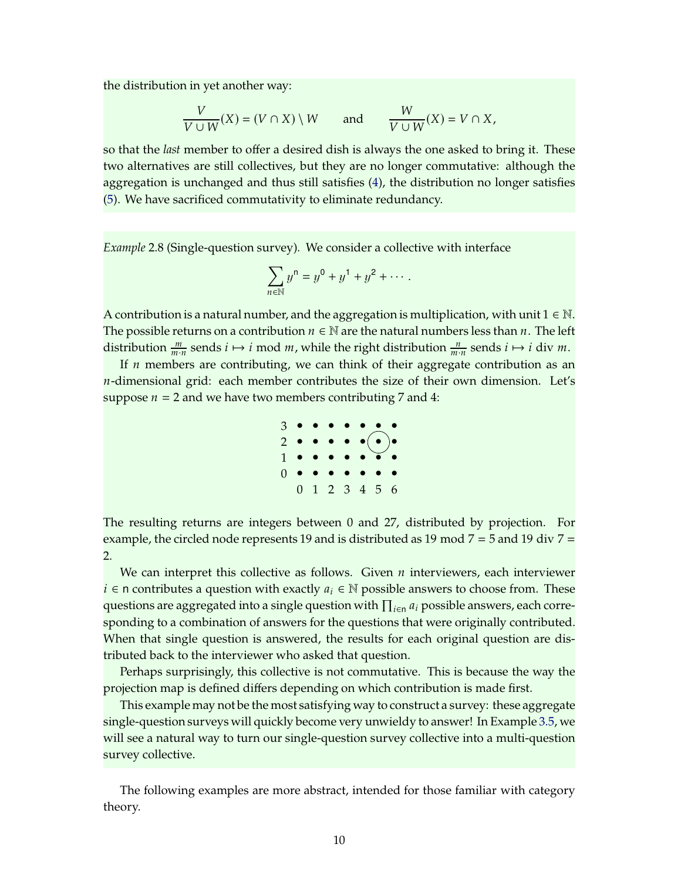the distribution in yet another way:

$$\frac{V}{V \cup W}(X) = (V \cap X) \setminus W \qquad \text{and} \qquad \frac{W}{V \cup W}(X) = V \cap X,$$

so that the *last* member to offer a desired dish is always the one asked to bring it. These two alternatives are still collectives, but they are no longer commutative: although the aggregation is unchanged and thus still satisfies (4), the distribution no longer satisfies (5). We have sacrificed commutativity to eliminate redundancy.

*Example* 2.8 (Single-question survey). We consider a collective with interface

$$\sum_{n \in \mathbb{N}} y^{\mathsf{n}} = y^{\mathsf{0}} + y^{\mathsf{1}} + y^{\mathsf{2}} + \cdots.$$

A contribution is a natural number, and the aggregation is multiplication, with unit $1 \in \mathbb{N}$. The possible returns on a contribution $n \in \mathbb{N}$ are the natural numbers less than $n$. The left distribution $\frac{m}{m \cdot n}$ sends $i \mapsto i \bmod m$, while the right distribution $\frac{n}{m \cdot n}$ sends $i \mapsto i \operatorname{div} m$.

If $n$ members are contributing, we can think of their aggregate contribution as an $n$-dimensional grid: each member contributes the size of their own dimension. Let's suppose $n = 2$ and we have two members contributing 7 and 4:

```
3  •  •  •  •  •  •  •
2  •  •  •  •  •  (•) •
1  •  •  •  •  •  •  •
0  •  •  •  •  •  •  •
   0  1  2  3  4  5  6
```

The resulting returns are integers between 0 and 27, distributed by projection. For example, the circled node represents 19 and is distributed as 19 mod 7 = 5 and 19 div 7 = 2.

We can interpret this collective as follows. Given $n$ interviewers, each interviewer $i \in \mathsf{n}$ contributes a question with exactly $a_i \in \mathbb{N}$ possible answers to choose from. These questions are aggregated into a single question with $\prod_{i \in \mathsf{n}} a_i$ possible answers, each corresponding to a combination of answers for the questions that were originally contributed. When that single question is answered, the results for each original question are distributed back to the interviewer who asked that question.

Perhaps surprisingly, this collective is not commutative. This is because the way the projection map is defined differs depending on which contribution is made first.

This example may not be the most satisfying way to construct a survey: these aggregate single-question surveys will quickly become very unwieldy to answer! In Example 3.5, we will see a natural way to turn our single-question survey collective into a multi-question survey collective.

The following examples are more abstract, intended for those familiar with category theory.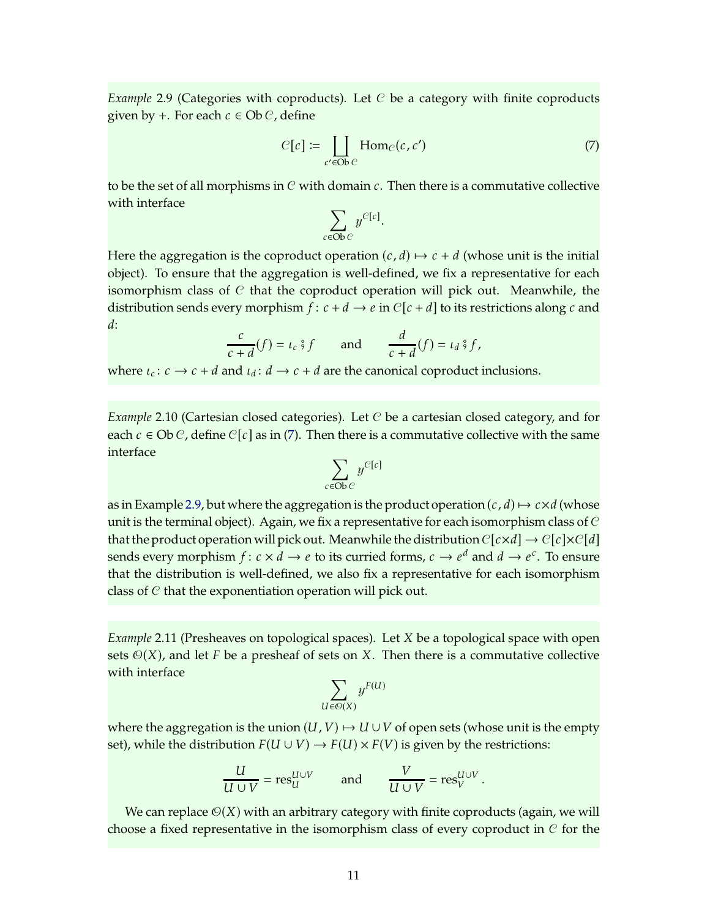*Example* 2.9 (Categories with coproducts). Let $\mathcal{C}$ be a category with finite coproducts given by $+$. For each $c \in \operatorname{Ob} \mathcal{C}$, define

$$\mathcal{C}[c] := \coprod_{c' \in \operatorname{Ob} \mathcal{C}} \operatorname{Hom}_{\mathcal{C}}(c, c') \tag{7}$$

to be the set of all morphisms in $\mathcal{C}$ with domain $c$. Then there is a commutative collective with interface

$$\sum_{c \in \operatorname{Ob} \mathcal{C}} y^{\mathcal{C}[c]}.$$

Here the aggregation is the coproduct operation $(c, d) \mapsto c + d$ (whose unit is the initial object). To ensure that the aggregation is well-defined, we fix a representative for each isomorphism class of $\mathcal{C}$ that the coproduct operation will pick out. Meanwhile, the distribution sends every morphism $f \colon c + d \to e$ in $\mathcal{C}[c + d]$ to its restrictions along $c$ and $d$:

$$\frac{c}{c+d}(f) = \iota_c \mathbin{⨟} f \qquad \text{and} \qquad \frac{d}{c+d}(f) = \iota_d \mathbin{⨟} f,$$

where $\iota_c \colon c \to c + d$ and $\iota_d \colon d \to c + d$ are the canonical coproduct inclusions.

*Example* 2.10 (Cartesian closed categories). Let $\mathcal{C}$ be a cartesian closed category, and for each $c \in \operatorname{Ob} \mathcal{C}$, define $\mathcal{C}[c]$ as in (7). Then there is a commutative collective with the same interface

$$\sum_{c \in \operatorname{Ob} \mathcal{C}} y^{\mathcal{C}[c]}$$

as in Example 2.9, but where the aggregation is the product operation $(c, d) \mapsto c \times d$ (whose unit is the terminal object). Again, we fix a representative for each isomorphism class of $\mathcal{C}$ that the product operation will pick out. Meanwhile the distribution $\mathcal{C}[c \times d] \to \mathcal{C}[c] \times \mathcal{C}[d]$ sends every morphism $f \colon c \times d \to e$ to its curried forms, $c \to e^d$ and $d \to e^c$. To ensure that the distribution is well-defined, we also fix a representative for each isomorphism class of $\mathcal{C}$ that the exponentiation operation will pick out.

*Example* 2.11 (Presheaves on topological spaces). Let $X$ be a topological space with open sets $\mathcal{O}(X)$, and let $F$ be a presheaf of sets on $X$. Then there is a commutative collective with interface

$$\sum_{U \in \mathcal{O}(X)} y^{F(U)}$$

where the aggregation is the union $(U, V) \mapsto U \cup V$ of open sets (whose unit is the empty set), while the distribution $F(U \cup V) \to F(U) \times F(V)$ is given by the restrictions:

$$\frac{U}{U \cup V} = \operatorname{res}_U^{U \cup V} \qquad \text{and} \qquad \frac{V}{U \cup V} = \operatorname{res}_V^{U \cup V}.$$

We can replace $\mathcal{O}(X)$ with an arbitrary category with finite coproducts (again, we will choose a fixed representative in the isomorphism class of every coproduct in $\mathcal{C}$ for the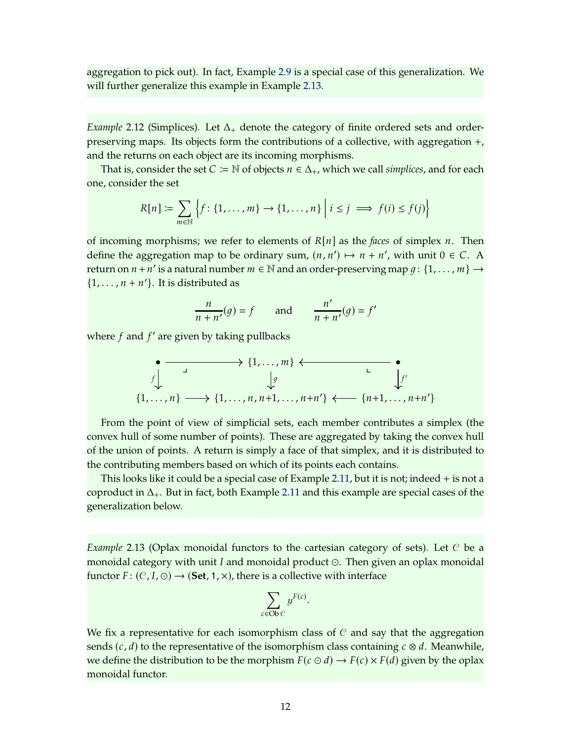aggregation to pick out). In fact, Example 2.9 is a special case of this generalization. We will further generalize this example in Example 2.13.

*Example* 2.12 (Simplices). Let $\Delta_+$ denote the category of finite ordered sets and order-preserving maps. Its objects form the contributions of a collective, with aggregation $+$, and the returns on each object are its incoming morphisms.

That is, consider the set $C \coloneqq \mathbb{N}$ of objects $n \in \Delta_+$, which we call *simplices*, and for each one, consider the set

$$R[n] \coloneqq \sum_{m \in \mathbb{N}} \left\{ f\colon \{1,\ldots,m\} \to \{1,\ldots,n\} \;\middle|\; i \leq j \implies f(i) \leq f(j) \right\}$$

of incoming morphisms; we refer to elements of $R[n]$ as the *faces* of simplex $n$. Then define the aggregation map to be ordinary sum, $(n, n') \mapsto n + n'$, with unit $0 \in C$. A return on $n + n'$ is a natural number $m \in \mathbb{N}$ and an order-preserving map $g\colon \{1,\ldots,m\} \to \{1,\ldots,n+n'\}$. It is distributed as

$$\frac{n}{n+n'}(g) = f \qquad \text{and} \qquad \frac{n'}{n+n'}(g) = f'$$

where $f$ and $f'$ are given by taking pullbacks

$$\begin{array}{ccccc}
\bullet & \longrightarrow & \{1,\ldots,m\} & \longleftarrow & \bullet \\
{\scriptstyle f}\downarrow & \lrcorner & \downarrow{\scriptstyle g} & \llcorner & \downarrow{\scriptstyle f'} \\
\{1,\ldots,n\} & \longrightarrow & \{1,\ldots,n,n{+}1,\ldots,n{+}n'\} & \longleftarrow & \{n{+}1,\ldots,n{+}n'\}
\end{array}$$

From the point of view of simplicial sets, each member contributes a simplex (the convex hull of some number of points). These are aggregated by taking the convex hull of the union of points. A return is simply a face of that simplex, and it is distributed to the contributing members based on which of its points each contains.

This looks like it could be a special case of Example 2.11, but it is not; indeed $+$ is not a coproduct in $\Delta_+$. But in fact, both Example 2.11 and this example are special cases of the generalization below.

*Example* 2.13 (Oplax monoidal functors to the cartesian category of sets). Let $\mathcal{C}$ be a monoidal category with unit $I$ and monoidal product $\odot$. Then given an oplax monoidal functor $F\colon (\mathcal{C}, I, \odot) \to (\mathbf{Set}, 1, \times)$, there is a collective with interface

$$\sum_{c \in \mathrm{Ob}\,\mathcal{C}} y^{F(c)}.$$

We fix a representative for each isomorphism class of $\mathcal{C}$ and say that the aggregation sends $(c, d)$ to the representative of the isomorphism class containing $c \otimes d$. Meanwhile, we define the distribution to be the morphism $F(c \odot d) \to F(c) \times F(d)$ given by the oplax monoidal functor.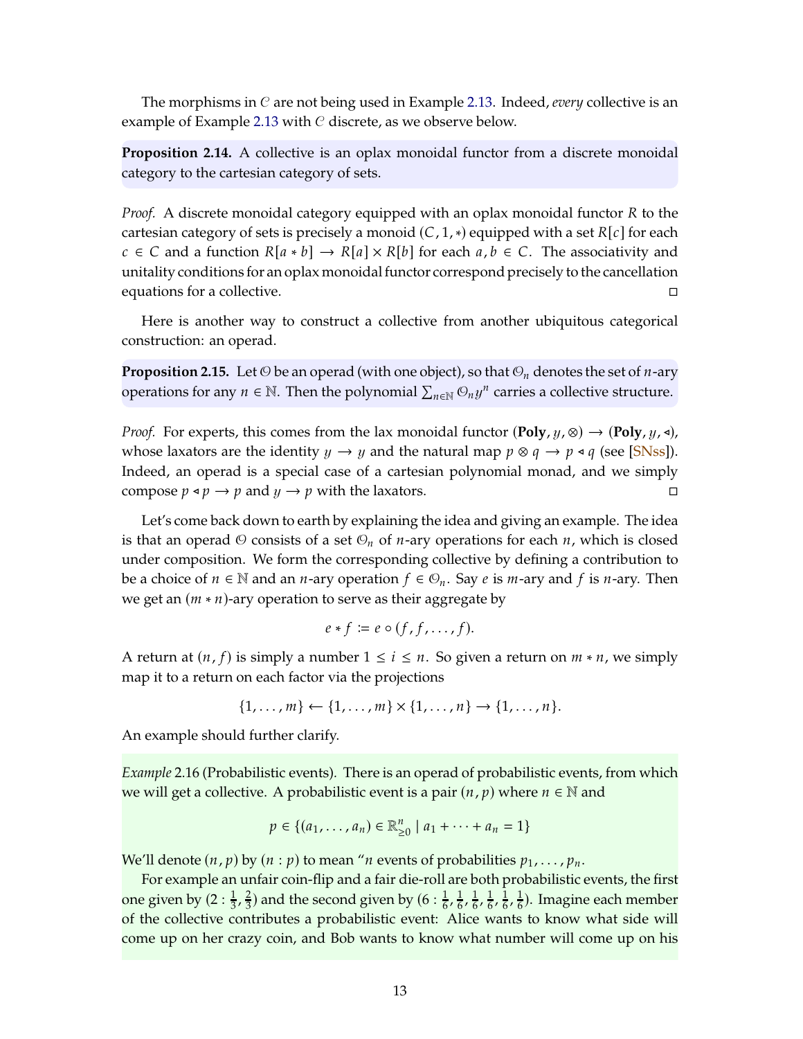The morphisms in $\mathcal{C}$ are not being used in Example 2.13. Indeed, *every* collective is an example of Example 2.13 with $\mathcal{C}$ discrete, as we observe below.

**Proposition 2.14.** A collective is an oplax monoidal functor from a discrete monoidal category to the cartesian category of sets.

*Proof.* A discrete monoidal category equipped with an oplax monoidal functor $R$ to the cartesian category of sets is precisely a monoid $(C, 1, *)$ equipped with a set $R[c]$ for each $c \in C$ and a function $R[a * b] \to R[a] \times R[b]$ for each $a, b \in C$. The associativity and unitality conditions for an oplax monoidal functor correspond precisely to the cancellation equations for a collective. □

Here is another way to construct a collective from another ubiquitous categorical construction: an operad.

**Proposition 2.15.** Let $\mathcal{O}$ be an operad (with one object), so that $\mathcal{O}_n$ denotes the set of $n$-ary operations for any $n \in \mathbb{N}$. Then the polynomial $\sum_{n \in \mathbb{N}} \mathcal{O}_n y^n$ carries a collective structure.

*Proof.* For experts, this comes from the lax monoidal functor $(\mathbf{Poly}, y, \otimes) \to (\mathbf{Poly}, y, \triangleleft)$, whose laxators are the identity $y \to y$ and the natural map $p \otimes q \to p \triangleleft q$ (see [SNss]). Indeed, an operad is a special case of a cartesian polynomial monad, and we simply compose $p \triangleleft p \to p$ and $y \to p$ with the laxators. □

Let's come back down to earth by explaining the idea and giving an example. The idea is that an operad $\mathcal{O}$ consists of a set $\mathcal{O}_n$ of $n$-ary operations for each $n$, which is closed under composition. We form the corresponding collective by defining a contribution to be a choice of $n \in \mathbb{N}$ and an $n$-ary operation $f \in \mathcal{O}_n$. Say $e$ is $m$-ary and $f$ is $n$-ary. Then we get an $(m * n)$-ary operation to serve as their aggregate by

$$e * f := e \circ (f, f, \ldots, f).$$

A return at $(n, f)$ is simply a number $1 \le i \le n$. So given a return on $m * n$, we simply map it to a return on each factor via the projections

$$\{1, \ldots, m\} \leftarrow \{1, \ldots, m\} \times \{1, \ldots, n\} \to \{1, \ldots, n\}.$$

An example should further clarify.

*Example* 2.16 (Probabilistic events). There is an operad of probabilistic events, from which we will get a collective. A probabilistic event is a pair $(n, p)$ where $n \in \mathbb{N}$ and

$$p \in \{(a_1, \ldots, a_n) \in \mathbb{R}^n_{\geq 0} \mid a_1 + \cdots + a_n = 1\}$$

We'll denote $(n, p)$ by $(n : p)$ to mean "$n$ events of probabilities $p_1, \ldots, p_n$.

For example an unfair coin-flip and a fair die-roll are both probabilistic events, the first one given by $(2 : \frac{1}{3}, \frac{2}{3})$ and the second given by $(6 : \frac{1}{6}, \frac{1}{6}, \frac{1}{6}, \frac{1}{6}, \frac{1}{6}, \frac{1}{6})$. Imagine each member of the collective contributes a probabilistic event: Alice wants to know what side will come up on her crazy coin, and Bob wants to know what number will come up on his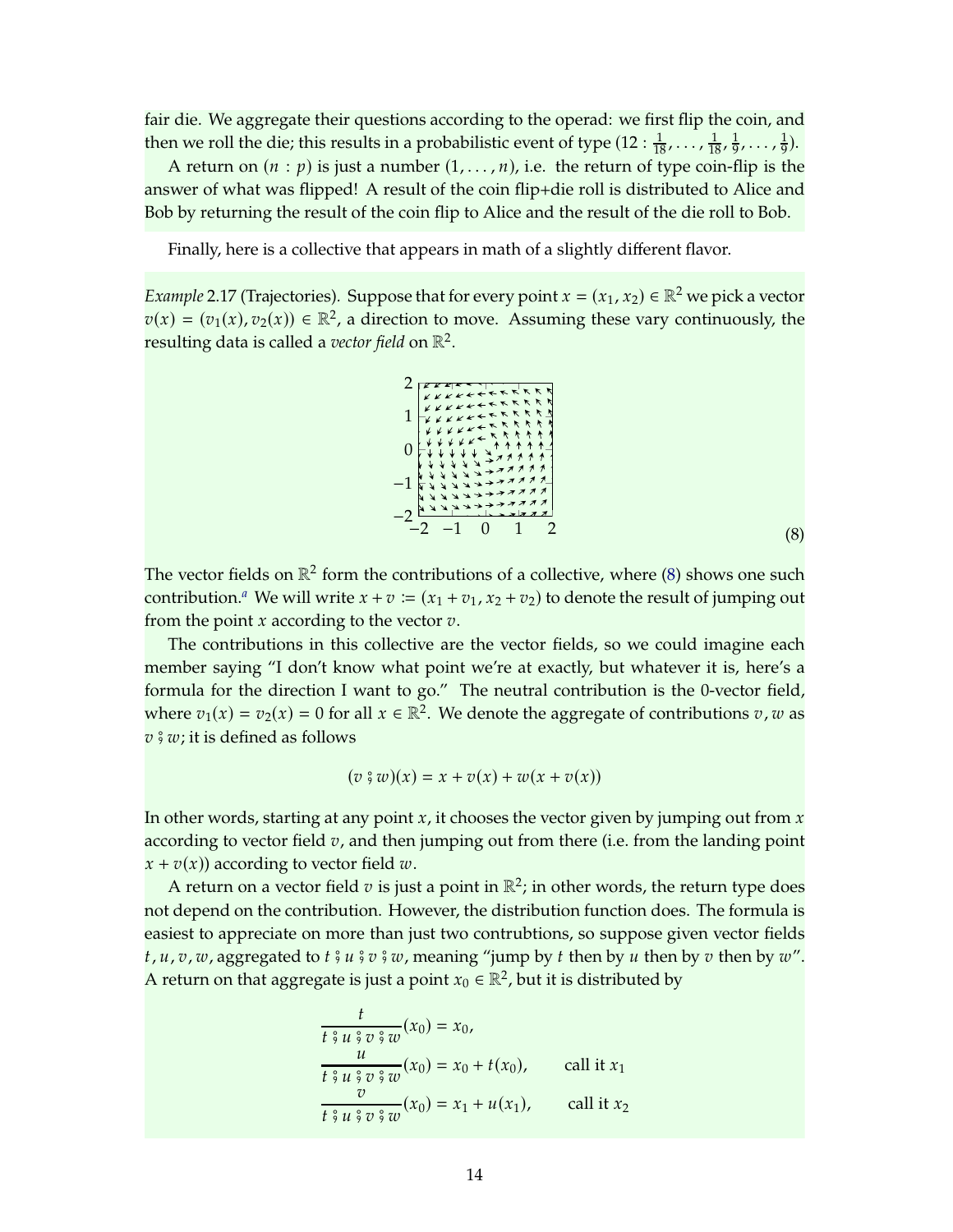fair die. We aggregate their questions according to the operad: we first flip the coin, and then we roll the die; this results in a probabilistic event of type $(12 : \frac{1}{18}, \ldots, \frac{1}{18}, \frac{1}{9}, \ldots, \frac{1}{9})$.

A return on $(n : p)$ is just a number $(1, \ldots, n)$, i.e. the return of type coin-flip is the answer of what was flipped! A result of the coin flip+die roll is distributed to Alice and Bob by returning the result of the coin flip to Alice and the result of the die roll to Bob.

Finally, here is a collective that appears in math of a slightly different flavor.

*Example* 2.17 (Trajectories). Suppose that for every point $x = (x_1, x_2) \in \mathbb{R}^2$ we pick a vector $v(x) = (v_1(x), v_2(x)) \in \mathbb{R}^2$, a direction to move. Assuming these vary continuously, the resulting data is called a *vector field* on $\mathbb{R}^2$.

(8)

The vector fields on $\mathbb{R}^2$ form the contributions of a collective, where (8) shows one such contribution.[a] We will write $x + v := (x_1 + v_1, x_2 + v_2)$ to denote the result of jumping out from the point $x$ according to the vector $v$.

The contributions in this collective are the vector fields, so we could imagine each member saying "I don't know what point we're at exactly, but whatever it is, here's a formula for the direction I want to go." The neutral contribution is the 0-vector field, where $v_1(x) = v_2(x) = 0$ for all $x \in \mathbb{R}^2$. We denote the aggregate of contributions $v, w$ as $v \mathbin{⨟} w$; it is defined as follows

$$(v \mathbin{⨟} w)(x) = x + v(x) + w(x + v(x))$$

In other words, starting at any point $x$, it chooses the vector given by jumping out from $x$ according to vector field $v$, and then jumping out from there (i.e. from the landing point $x + v(x)$) according to vector field $w$.

A return on a vector field $v$ is just a point in $\mathbb{R}^2$; in other words, the return type does not depend on the contribution. However, the distribution function does. The formula is easiest to appreciate on more than just two contrubtions, so suppose given vector fields $t, u, v, w$, aggregated to $t \mathbin{⨟} u \mathbin{⨟} v \mathbin{⨟} w$, meaning "jump by $t$ then by $u$ then by $v$ then by $w$". A return on that aggregate is just a point $x_0 \in \mathbb{R}^2$, but it is distributed by

$$\frac{t}{t \mathbin{⨟} u \mathbin{⨟} v \mathbin{⨟} w}(x_0) = x_0,$$

$$\frac{u}{t \mathbin{⨟} u \mathbin{⨟} v \mathbin{⨟} w}(x_0) = x_0 + t(x_0), \qquad \text{call it } x_1$$

$$\frac{v}{t \mathbin{⨟} u \mathbin{⨟} v \mathbin{⨟} w}(x_0) = x_1 + u(x_1), \qquad \text{call it } x_2$$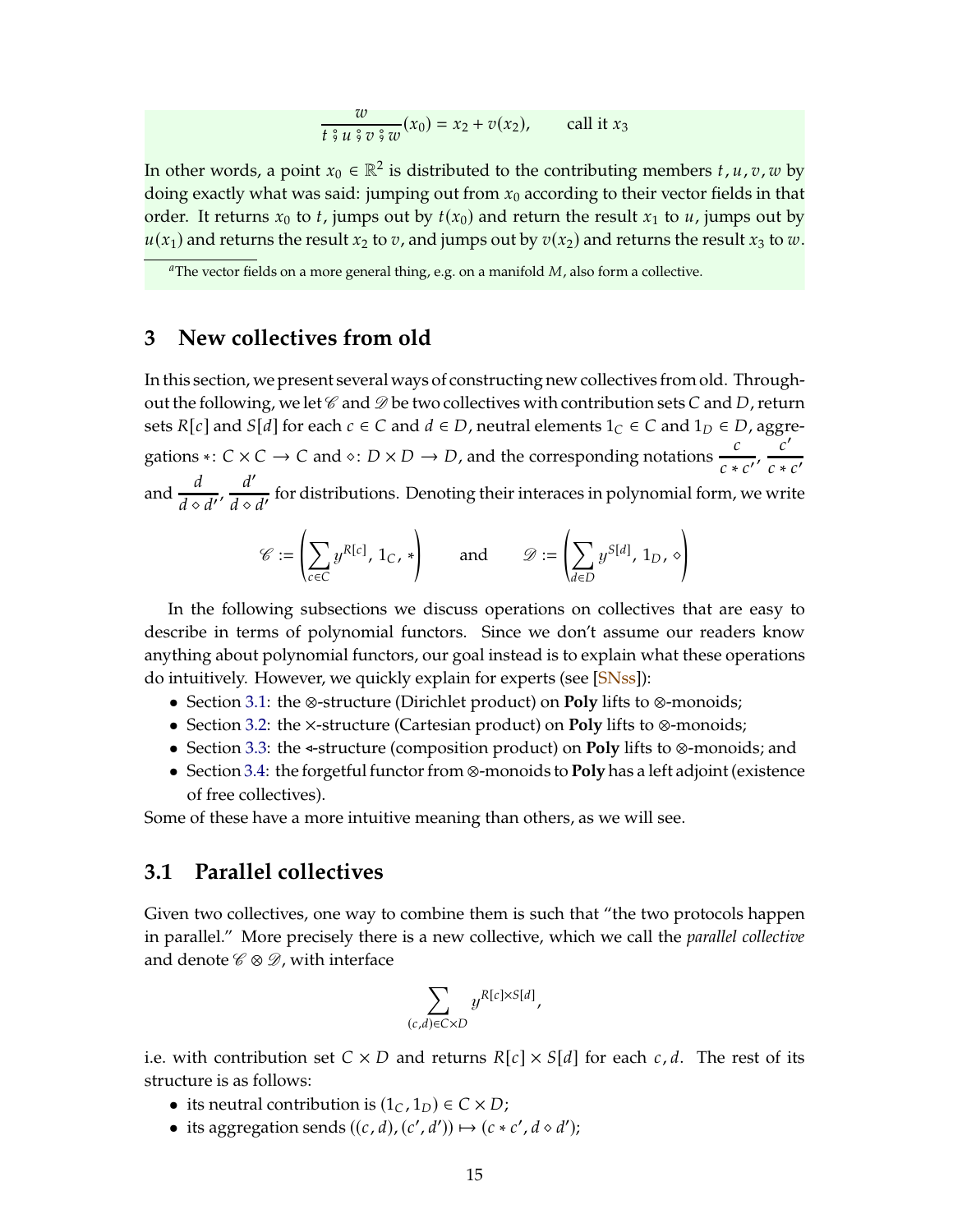$$\frac{w}{t \mathbin{⨟} u \mathbin{⨟} v \mathbin{⨟} w}(x_0) = x_2 + v(x_2), \qquad \text{call it } x_3$$

In other words, a point $x_0 \in \mathbb{R}^2$ is distributed to the contributing members $t, u, v, w$ by doing exactly what was said: jumping out from $x_0$ according to their vector fields in that order. It returns $x_0$ to $t$, jumps out by $t(x_0)$ and return the result $x_1$ to $u$, jumps out by $u(x_1)$ and returns the result $x_2$ to $v$, and jumps out by $v(x_2)$ and returns the result $x_3$ to $w$.

[a] The vector fields on a more general thing, e.g. on a manifold $M$, also form a collective.

## 3 New collectives from old

In this section, we present several ways of constructing new collectives from old. Throughout the following, we let $\mathscr{C}$ and $\mathscr{D}$ be two collectives with contribution sets $C$ and $D$, return sets $R[c]$ and $S[d]$ for each $c \in C$ and $d \in D$, neutral elements $1_C \in C$ and $1_D \in D$, aggregations $*\colon C \times C \to C$ and $\diamond\colon D \times D \to D$, and the corresponding notations $\frac{c}{c * c'}, \frac{c'}{c * c'}$ and $\frac{d}{d \diamond d'}, \frac{d'}{d \diamond d'}$ for distributions. Denoting their interaces in polynomial form, we write

$$\mathscr{C} := \left(\sum_{c \in C} y^{R[c]},\, 1_C,\, *\right) \qquad \text{and} \qquad \mathscr{D} := \left(\sum_{d \in D} y^{S[d]},\, 1_D,\, \diamond\right)$$

In the following subsections we discuss operations on collectives that are easy to describe in terms of polynomial functors. Since we don't assume our readers know anything about polynomial functors, our goal instead is to explain what these operations do intuitively. However, we quickly explain for experts (see [SNss]):

- Section 3.1: the $\otimes$-structure (Dirichlet product) on **Poly** lifts to $\otimes$-monoids;
- Section 3.2: the $\times$-structure (Cartesian product) on **Poly** lifts to $\otimes$-monoids;
- Section 3.3: the $\triangleleft$-structure (composition product) on **Poly** lifts to $\otimes$-monoids; and
- Section 3.4: the forgetful functor from $\otimes$-monoids to **Poly** has a left adjoint (existence of free collectives).

Some of these have a more intuitive meaning than others, as we will see.

### 3.1 Parallel collectives

Given two collectives, one way to combine them is such that "the two protocols happen in parallel." More precisely there is a new collective, which we call the *parallel collective* and denote $\mathscr{C} \otimes \mathscr{D}$, with interface

$$\sum_{(c,d) \in C \times D} y^{R[c] \times S[d]},$$

i.e. with contribution set $C \times D$ and returns $R[c] \times S[d]$ for each $c, d$. The rest of its structure is as follows:

- its neutral contribution is $(1_C, 1_D) \in C \times D$;
- its aggregation sends $((c, d), (c', d')) \mapsto (c * c', d \diamond d')$;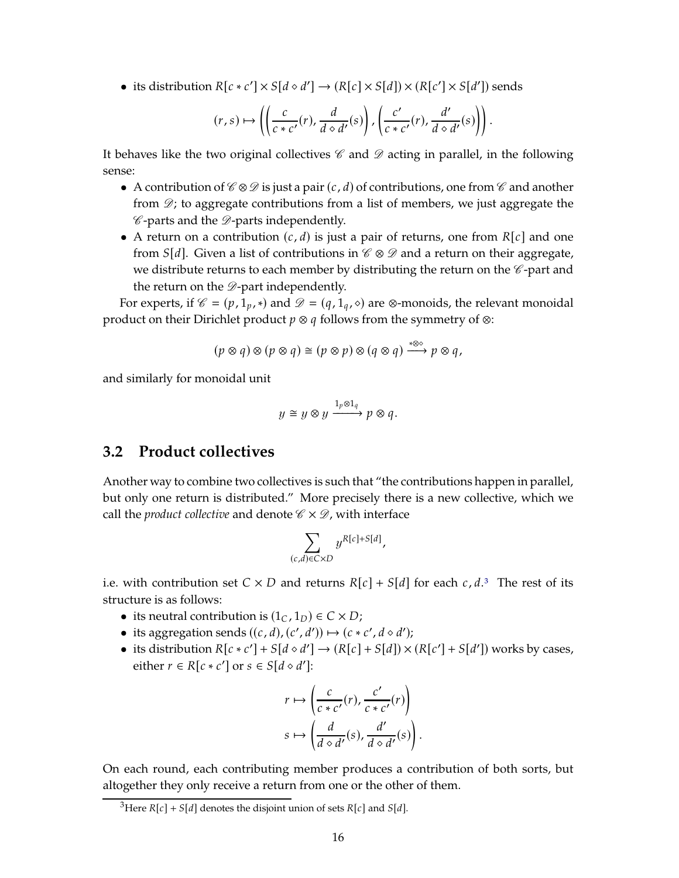- its distribution $R[c * c'] \times S[d \diamond d'] \to (R[c] \times S[d]) \times (R[c'] \times S[d'])$ sends

$$(r, s) \mapsto \left( \left( \frac{c}{c * c'}(r), \frac{d}{d \diamond d'}(s) \right), \left( \frac{c'}{c * c'}(r), \frac{d'}{d \diamond d'}(s) \right) \right).$$

It behaves like the two original collectives $\mathscr{C}$ and $\mathscr{D}$ acting in parallel, in the following sense:

- A contribution of $\mathscr{C} \otimes \mathscr{D}$ is just a pair $(c, d)$ of contributions, one from $\mathscr{C}$ and another from $\mathscr{D}$; to aggregate contributions from a list of members, we just aggregate the $\mathscr{C}$-parts and the $\mathscr{D}$-parts independently.
- A return on a contribution $(c, d)$ is just a pair of returns, one from $R[c]$ and one from $S[d]$. Given a list of contributions in $\mathscr{C} \otimes \mathscr{D}$ and a return on their aggregate, we distribute returns to each member by distributing the return on the $\mathscr{C}$-part and the return on the $\mathscr{D}$-part independently.

For experts, if $\mathscr{C} = (p, 1_p, *)$ and $\mathscr{D} = (q, 1_q, \diamond)$ are $\otimes$-monoids, the relevant monoidal product on their Dirichlet product $p \otimes q$ follows from the symmetry of $\otimes$:

$$(p \otimes q) \otimes (p \otimes q) \cong (p \otimes p) \otimes (q \otimes q) \xrightarrow{* \otimes \diamond} p \otimes q,$$

and similarly for monoidal unit

$$y \cong y \otimes y \xrightarrow{1_p \otimes 1_q} p \otimes q.$$

## 3.2 Product collectives

Another way to combine two collectives is such that "the contributions happen in parallel, but only one return is distributed." More precisely there is a new collective, which we call the *product collective* and denote $\mathscr{C} \times \mathscr{D}$, with interface

$$\sum_{(c,d) \in C \times D} y^{R[c] + S[d]},$$

i.e. with contribution set $C \times D$ and returns $R[c] + S[d]$ for each $c, d$.[3] The rest of its structure is as follows:

- its neutral contribution is $(1_C, 1_D) \in C \times D$;
- its aggregation sends $((c, d), (c', d')) \mapsto (c * c', d \diamond d')$;
- its distribution $R[c * c'] + S[d \diamond d'] \to (R[c] + S[d]) \times (R[c'] + S[d'])$ works by cases, either $r \in R[c * c']$ or $s \in S[d \diamond d']$:

$$r \mapsto \left( \frac{c}{c * c'}(r), \frac{c'}{c * c'}(r) \right)$$
$$s \mapsto \left( \frac{d}{d \diamond d'}(s), \frac{d'}{d \diamond d'}(s) \right).$$

On each round, each contributing member produces a contribution of both sorts, but altogether they only receive a return from one or the other of them.

[3] Here $R[c] + S[d]$ denotes the disjoint union of sets $R[c]$ and $S[d]$.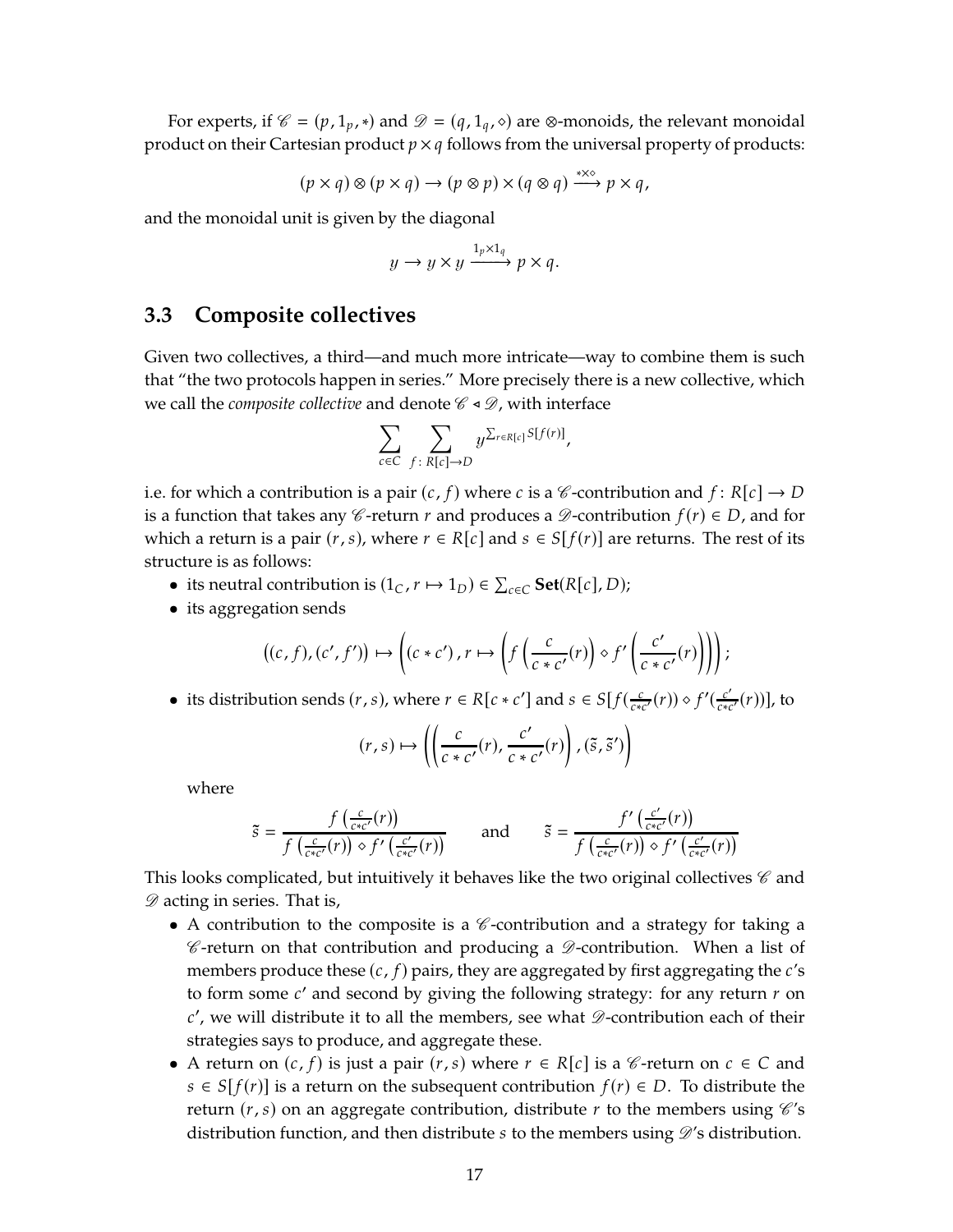For experts, if $\mathscr{C} = (p, 1_p, *)$ and $\mathscr{D} = (q, 1_q, \diamond)$ are $\otimes$-monoids, the relevant monoidal product on their Cartesian product $p \times q$ follows from the universal property of products:

$$(p \times q) \otimes (p \times q) \to (p \otimes p) \times (q \otimes q) \xrightarrow{* \times \diamond} p \times q,$$

and the monoidal unit is given by the diagonal

$$y \to y \times y \xrightarrow{1_p \times 1_q} p \times q.$$

## 3.3 Composite collectives

Given two collectives, a third—and much more intricate—way to combine them is such that "the two protocols happen in series." More precisely there is a new collective, which we call the *composite collective* and denote $\mathscr{C} \triangleleft \mathscr{D}$, with interface

$$\sum_{c \in C} \sum_{f \colon R[c] \to D} y^{\sum_{r \in R[c]} S[f(r)]},$$

i.e. for which a contribution is a pair $(c, f)$ where $c$ is a $\mathscr{C}$-contribution and $f \colon R[c] \to D$ is a function that takes any $\mathscr{C}$-return $r$ and produces a $\mathscr{D}$-contribution $f(r) \in D$, and for which a return is a pair $(r, s)$, where $r \in R[c]$ and $s \in S[f(r)]$ are returns. The rest of its structure is as follows:

- its neutral contribution is $(1_C, r \mapsto 1_D) \in \sum_{c \in C} \mathbf{Set}(R[c], D)$;
- its aggregation sends

$$\big((c, f), (c', f')\big) \mapsto \left((c * c'), r \mapsto \left(f\left(\frac{c}{c * c'}(r)\right) \diamond f'\left(\frac{c'}{c * c'}(r)\right)\right)\right);$$

- its distribution sends $(r, s)$, where $r \in R[c * c']$ and $s \in S[f(\frac{c}{c*c'}(r)) \diamond f'(\frac{c'}{c*c'}(r))]$, to

$$(r, s) \mapsto \left(\left(\frac{c}{c * c'}(r), \frac{c'}{c * c'}(r)\right), (\tilde{s}, \tilde{s}')\right)$$

  where

$$\tilde{s} = \frac{f\left(\frac{c}{c*c'}(r)\right)}{f\left(\frac{c}{c*c'}(r)\right) \diamond f'\left(\frac{c'}{c*c'}(r)\right)} \qquad \text{and} \qquad \tilde{s} = \frac{f'\left(\frac{c'}{c*c'}(r)\right)}{f\left(\frac{c}{c*c'}(r)\right) \diamond f'\left(\frac{c'}{c*c'}(r)\right)}$$

This looks complicated, but intuitively it behaves like the two original collectives $\mathscr{C}$ and $\mathscr{D}$ acting in series. That is,

- A contribution to the composite is a $\mathscr{C}$-contribution and a strategy for taking a $\mathscr{C}$-return on that contribution and producing a $\mathscr{D}$-contribution. When a list of members produce these $(c, f)$ pairs, they are aggregated by first aggregating the $c$'s to form some $c'$ and second by giving the following strategy: for any return $r$ on $c'$, we will distribute it to all the members, see what $\mathscr{D}$-contribution each of their strategies says to produce, and aggregate these.
- A return on $(c, f)$ is just a pair $(r, s)$ where $r \in R[c]$ is a $\mathscr{C}$-return on $c \in C$ and $s \in S[f(r)]$ is a return on the subsequent contribution $f(r) \in D$. To distribute the return $(r, s)$ on an aggregate contribution, distribute $r$ to the members using $\mathscr{C}$'s distribution function, and then distribute $s$ to the members using $\mathscr{D}$'s distribution.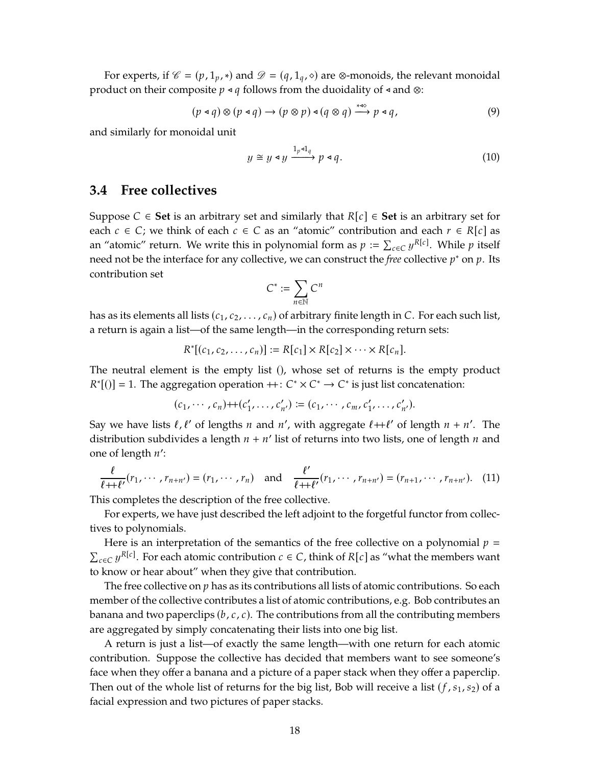For experts, if $\mathscr{C} = (p, 1_p, *)$ and $\mathscr{D} = (q, 1_q, \diamond)$ are $\otimes$-monoids, the relevant monoidal product on their composite $p \triangleleft q$ follows from the duoidality of $\triangleleft$ and $\otimes$:

$$(p \triangleleft q) \otimes (p \triangleleft q) \to (p \otimes p) \triangleleft (q \otimes q) \xrightarrow{* \triangleleft \diamond} p \triangleleft q, \tag{9}$$

and similarly for monoidal unit

$$y \cong y \triangleleft y \xrightarrow{1_p \triangleleft 1_q} p \triangleleft q. \tag{10}$$

## 3.4 Free collectives

Suppose $C \in \mathbf{Set}$ is an arbitrary set and similarly that $R[c] \in \mathbf{Set}$ is an arbitrary set for each $c \in C$; we think of each $c \in C$ as an "atomic" contribution and each $r \in R[c]$ as an "atomic" return. We write this in polynomial form as $p := \sum_{c \in C} y^{R[c]}$. While $p$ itself need not be the interface for any collective, we can construct the *free* collective $p^*$ on $p$. Its contribution set

$$C^* := \sum_{n \in \mathbb{N}} C^n$$

has as its elements all lists $(c_1, c_2, \ldots, c_n)$ of arbitrary finite length in $C$. For each such list, a return is again a list—of the same length—in the corresponding return sets:

$$R^*[(c_1, c_2, \ldots, c_n)] := R[c_1] \times R[c_2] \times \cdots \times R[c_n].$$

The neutral element is the empty list $()$, whose set of returns is the empty product $R^*[()] = 1$. The aggregation operation $+\!\!+ \colon C^* \times C^* \to C^*$ is just list concatenation:

$$(c_1, \cdots, c_n) +\!\!+ (c'_1, \ldots, c'_{n'}) := (c_1, \cdots, c_m, c'_1, \ldots, c'_{n'}).$$

Say we have lists $\ell, \ell'$ of lengths $n$ and $n'$, with aggregate $\ell +\!\!+ \ell'$ of length $n + n'$. The distribution subdivides a length $n + n'$ list of returns into two lists, one of length $n$ and one of length $n'$:

$$\frac{\ell}{\ell +\!\!+ \ell'}(r_1, \cdots, r_{n+n'}) = (r_1, \cdots, r_n) \quad \text{and} \quad \frac{\ell'}{\ell +\!\!+ \ell'}(r_1, \cdots, r_{n+n'}) = (r_{n+1}, \cdots, r_{n+n'}). \tag{11}$$

This completes the description of the free collective.

For experts, we have just described the left adjoint to the forgetful functor from collectives to polynomials.

Here is an interpretation of the semantics of the free collective on a polynomial $p = \sum_{c \in C} y^{R[c]}$. For each atomic contribution $c \in C$, think of $R[c]$ as "what the members want to know or hear about" when they give that contribution.

The free collective on $p$ has as its contributions all lists of atomic contributions. So each member of the collective contributes a list of atomic contributions, e.g. Bob contributes an banana and two paperclips $(b, c, c)$. The contributions from all the contributing members are aggregated by simply concatenating their lists into one big list.

A return is just a list—of exactly the same length—with one return for each atomic contribution. Suppose the collective has decided that members want to see someone's face when they offer a banana and a picture of a paper stack when they offer a paperclip. Then out of the whole list of returns for the big list, Bob will receive a list $(f, s_1, s_2)$ of a facial expression and two pictures of paper stacks.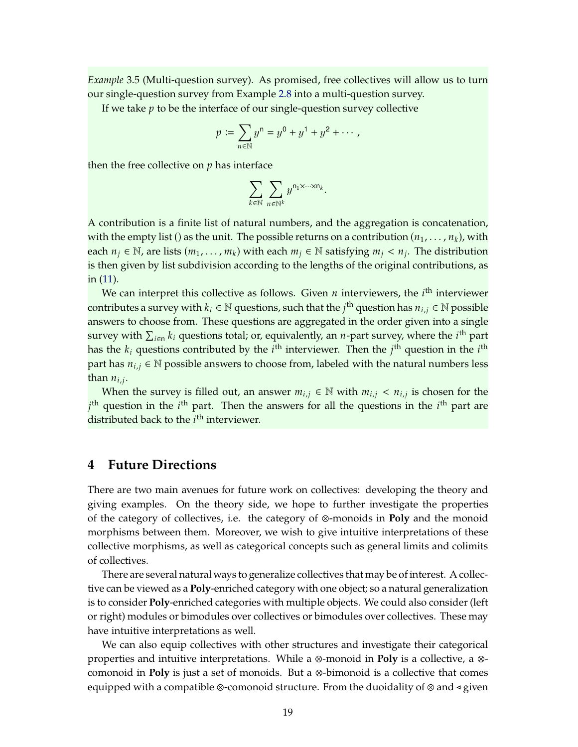*Example* 3.5 (Multi-question survey). As promised, free collectives will allow us to turn our single-question survey from Example 2.8 into a multi-question survey.

If we take $p$ to be the interface of our single-question survey collective

$$p := \sum_{n \in \mathbb{N}} y^{\mathsf{n}} = y^{\mathsf{0}} + y^{\mathsf{1}} + y^{\mathsf{2}} + \cdots,$$

then the free collective on $p$ has interface

$$\sum_{k \in \mathbb{N}} \sum_{n \in \mathbb{N}^k} y^{\mathsf{n}_1 \times \cdots \times \mathsf{n}_k}.$$

A contribution is a finite list of natural numbers, and the aggregation is concatenation, with the empty list () as the unit. The possible returns on a contribution $(n_1, \ldots, n_k)$, with each $n_j \in \mathbb{N}$, are lists $(m_1, \ldots, m_k)$ with each $m_j \in \mathbb{N}$ satisfying $m_j < n_j$. The distribution is then given by list subdivision according to the lengths of the original contributions, as in (11).

We can interpret this collective as follows. Given $n$ interviewers, the $i^{\text{th}}$ interviewer contributes a survey with $k_i \in \mathbb{N}$ questions, such that the $j^{\text{th}}$ question has $n_{i,j} \in \mathbb{N}$ possible answers to choose from. These questions are aggregated in the order given into a single survey with $\sum_{i \in \mathsf{n}} k_i$ questions total; or, equivalently, an $n$-part survey, where the $i^{\text{th}}$ part has the $k_i$ questions contributed by the $i^{\text{th}}$ interviewer. Then the $j^{\text{th}}$ question in the $i^{\text{th}}$ part has $n_{i,j} \in \mathbb{N}$ possible answers to choose from, labeled with the natural numbers less than $n_{i,j}$.

When the survey is filled out, an answer $m_{i,j} \in \mathbb{N}$ with $m_{i,j} < n_{i,j}$ is chosen for the $j^{\text{th}}$ question in the $i^{\text{th}}$ part. Then the answers for all the questions in the $i^{\text{th}}$ part are distributed back to the $i^{\text{th}}$ interviewer.

# 4 Future Directions

There are two main avenues for future work on collectives: developing the theory and giving examples. On the theory side, we hope to further investigate the properties of the category of collectives, i.e. the category of $\otimes$-monoids in **Poly** and the monoid morphisms between them. Moreover, we wish to give intuitive interpretations of these collective morphisms, as well as categorical concepts such as general limits and colimits of collectives.

There are several natural ways to generalize collectives that may be of interest. A collective can be viewed as a **Poly**-enriched category with one object; so a natural generalization is to consider **Poly**-enriched categories with multiple objects. We could also consider (left or right) modules or bimodules over collectives or bimodules over collectives. These may have intuitive interpretations as well.

We can also equip collectives with other structures and investigate their categorical properties and intuitive interpretations. While a $\otimes$-monoid in **Poly** is a collective, a $\otimes$-comonoid in **Poly** is just a set of monoids. But a $\otimes$-bimonoid is a collective that comes equipped with a compatible $\otimes$-comonoid structure. From the duoidality of $\otimes$ and $\triangleleft$ given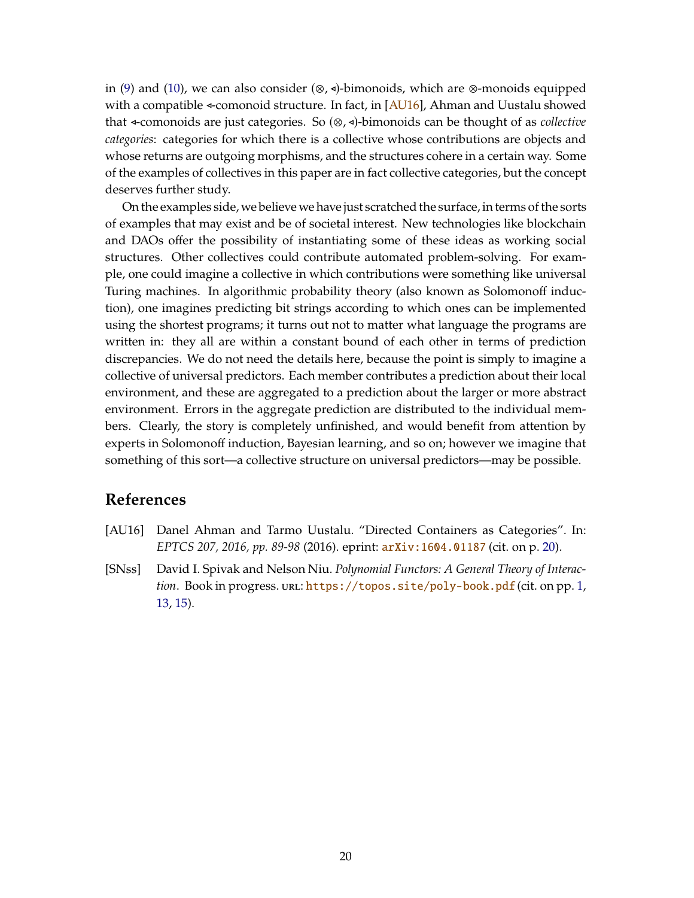in (9) and (10), we can also consider $(\otimes, \triangleleft)$-bimonoids, which are $\otimes$-monoids equipped with a compatible $\triangleleft$-comonoid structure. In fact, in [AU16], Ahman and Uustalu showed that $\triangleleft$-comonoids are just categories. So $(\otimes, \triangleleft)$-bimonoids can be thought of as *collective categories*: categories for which there is a collective whose contributions are objects and whose returns are outgoing morphisms, and the structures cohere in a certain way. Some of the examples of collectives in this paper are in fact collective categories, but the concept deserves further study.

On the examples side, we believe we have just scratched the surface, in terms of the sorts of examples that may exist and be of societal interest. New technologies like blockchain and DAOs offer the possibility of instantiating some of these ideas as working social structures. Other collectives could contribute automated problem-solving. For example, one could imagine a collective in which contributions were something like universal Turing machines. In algorithmic probability theory (also known as Solomonoff induction), one imagines predicting bit strings according to which ones can be implemented using the shortest programs; it turns out not to matter what language the programs are written in: they all are within a constant bound of each other in terms of prediction discrepancies. We do not need the details here, because the point is simply to imagine a collective of universal predictors. Each member contributes a prediction about their local environment, and these are aggregated to a prediction about the larger or more abstract environment. Errors in the aggregate prediction are distributed to the individual members. Clearly, the story is completely unfinished, and would benefit from attention by experts in Solomonoff induction, Bayesian learning, and so on; however we imagine that something of this sort—a collective structure on universal predictors—may be possible.

## References

[AU16] Danel Ahman and Tarmo Uustalu. "Directed Containers as Categories". In: *EPTCS 207, 2016, pp. 89-98* (2016). eprint: arXiv:1604.01187 (cit. on p. 20).

[SNss] David I. Spivak and Nelson Niu. *Polynomial Functors: A General Theory of Interaction*. Book in progress. URL: https://topos.site/poly-book.pdf (cit. on pp. 1, 13, 15).